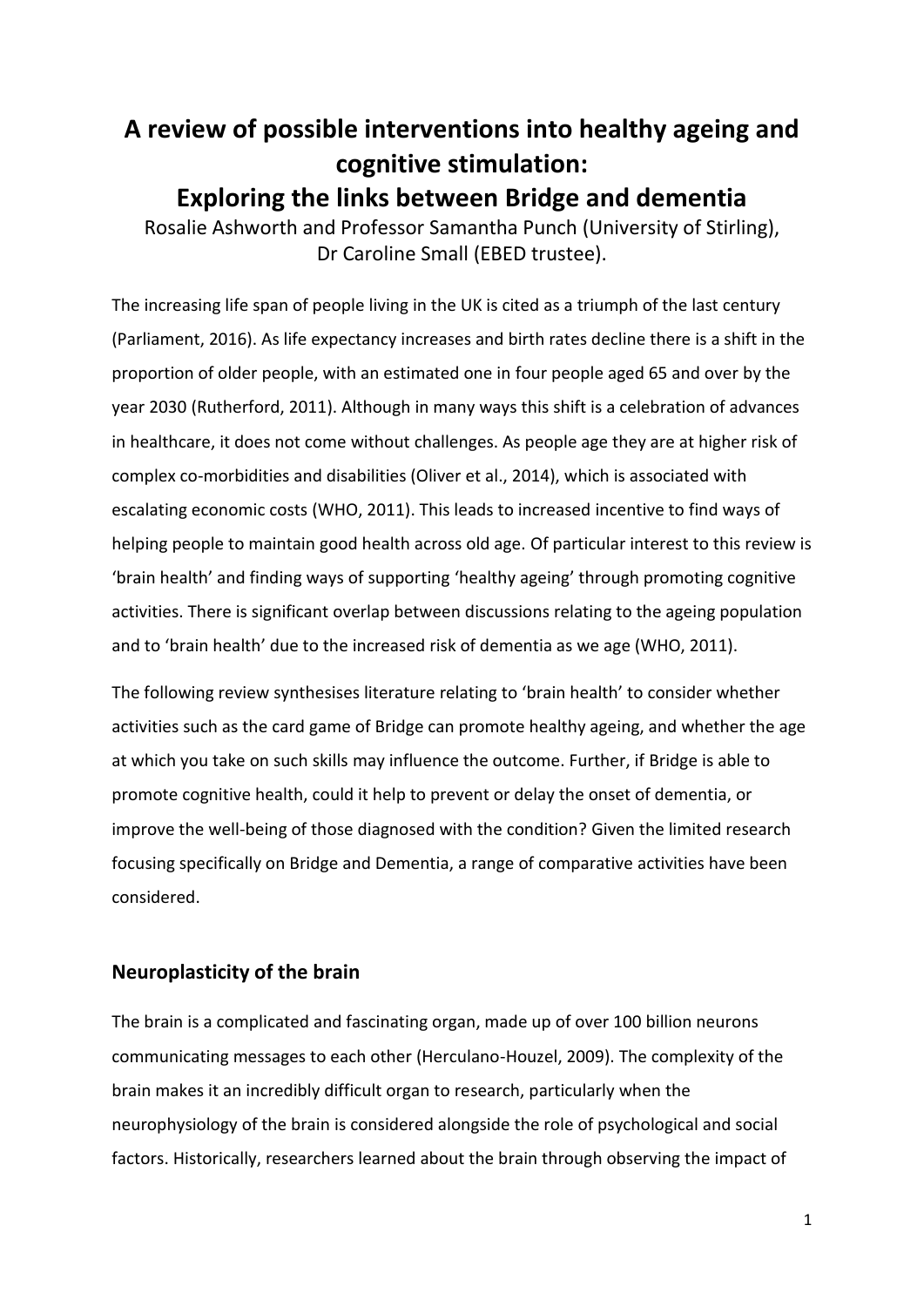# A review of possible interventions into healthy ageing and cognitive stimulation: Exploring the links between Bridge and dementia

Rosalie Ashworth and Professor Samantha Punch (University of Stirling), Dr Caroline Small (EBED trustee).

The increasing life span of people living in the UK is cited as a triumph of the last century (Parliament, 2016). As life expectancy increases and birth rates decline there is a shift in the proportion of older people, with an estimated one in four people aged 65 and over by the year 2030 (Rutherford, 2011). Although in many ways this shift is a celebration of advances in healthcare, it does not come without challenges. As people age they are at higher risk of complex co-morbidities and disabilities (Oliver et al., 2014), which is associated with escalating economic costs (WHO, 2011). This leads to increased incentive to find ways of helping people to maintain good health across old age. Of particular interest to this review is 'brain health' and finding ways of supporting 'healthy ageing' through promoting cognitive activities. There is significant overlap between discussions relating to the ageing population and to 'brain health' due to the increased risk of dementia as we age (WHO, 2011).

The following review synthesises literature relating to 'brain health' to consider whether activities such as the card game of Bridge can promote healthy ageing, and whether the age at which you take on such skills may influence the outcome. Further, if Bridge is able to promote cognitive health, could it help to prevent or delay the onset of dementia, or improve the well-being of those diagnosed with the condition? Given the limited research focusing specifically on Bridge and Dementia, a range of comparative activities have been considered.

## Neuroplasticity of the brain

The brain is a complicated and fascinating organ, made up of over 100 billion neurons communicating messages to each other (Herculano-Houzel, 2009). The complexity of the brain makes it an incredibly difficult organ to research, particularly when the neurophysiology of the brain is considered alongside the role of psychological and social factors. Historically, researchers learned about the brain through observing the impact of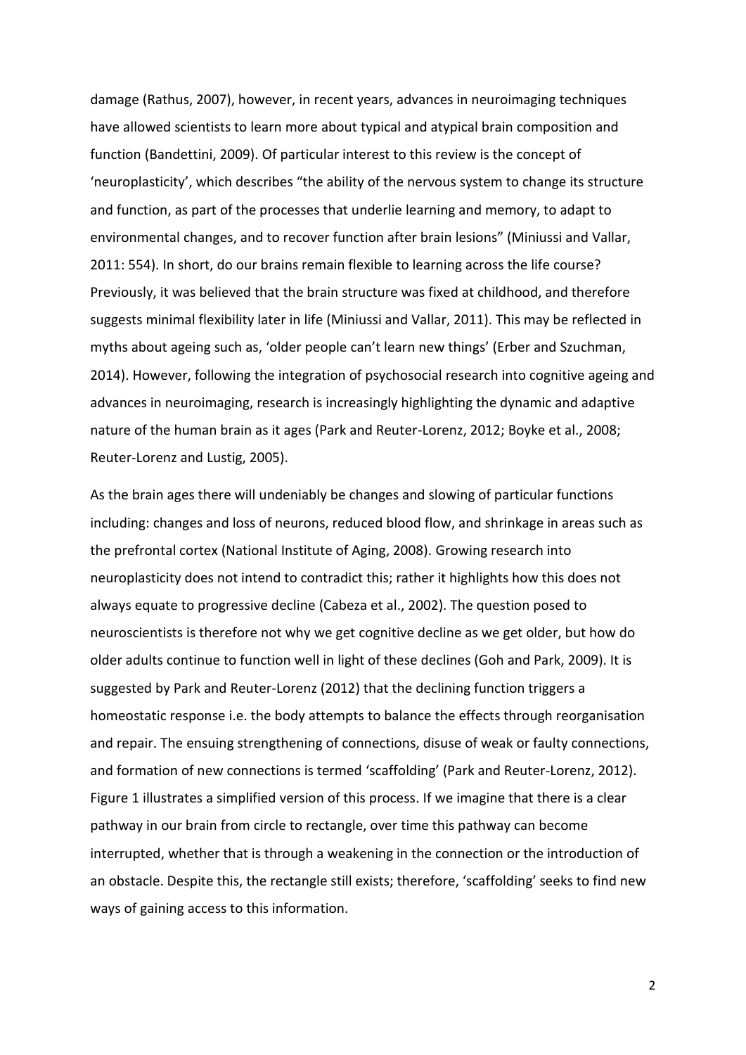damage (Rathus, 2007), however, in recent years, advances in neuroimaging techniques have allowed scientists to learn more about typical and atypical brain composition and function (Bandettini, 2009). Of particular interest to this review is the concept of 'neuroplasticity', which describes "the ability of the nervous system to change its structure and function, as part of the processes that underlie learning and memory, to adapt to environmental changes, and to recover function after brain lesions" (Miniussi and Vallar, 2011: 554). In short, do our brains remain flexible to learning across the life course? Previously, it was believed that the brain structure was fixed at childhood, and therefore suggests minimal flexibility later in life (Miniussi and Vallar, 2011). This may be reflected in myths about ageing such as, 'older people can't learn new things' (Erber and Szuchman, 2014). However, following the integration of psychosocial research into cognitive ageing and advances in neuroimaging, research is increasingly highlighting the dynamic and adaptive nature of the human brain as it ages (Park and Reuter-Lorenz, 2012; Boyke et al., 2008; Reuter-Lorenz and Lustig, 2005).

As the brain ages there will undeniably be changes and slowing of particular functions including: changes and loss of neurons, reduced blood flow, and shrinkage in areas such as the prefrontal cortex (National Institute of Aging, 2008). Growing research into neuroplasticity does not intend to contradict this; rather it highlights how this does not always equate to progressive decline (Cabeza et al., 2002). The question posed to neuroscientists is therefore not why we get cognitive decline as we get older, but how do older adults continue to function well in light of these declines (Goh and Park, 2009). It is suggested by Park and Reuter-Lorenz (2012) that the declining function triggers a homeostatic response i.e. the body attempts to balance the effects through reorganisation and repair. The ensuing strengthening of connections, disuse of weak or faulty connections, and formation of new connections is termed 'scaffolding' (Park and Reuter-Lorenz, 2012). Figure 1 illustrates a simplified version of this process. If we imagine that there is a clear pathway in our brain from circle to rectangle, over time this pathway can become interrupted, whether that is through a weakening in the connection or the introduction of an obstacle. Despite this, the rectangle still exists; therefore, 'scaffolding' seeks to find new ways of gaining access to this information.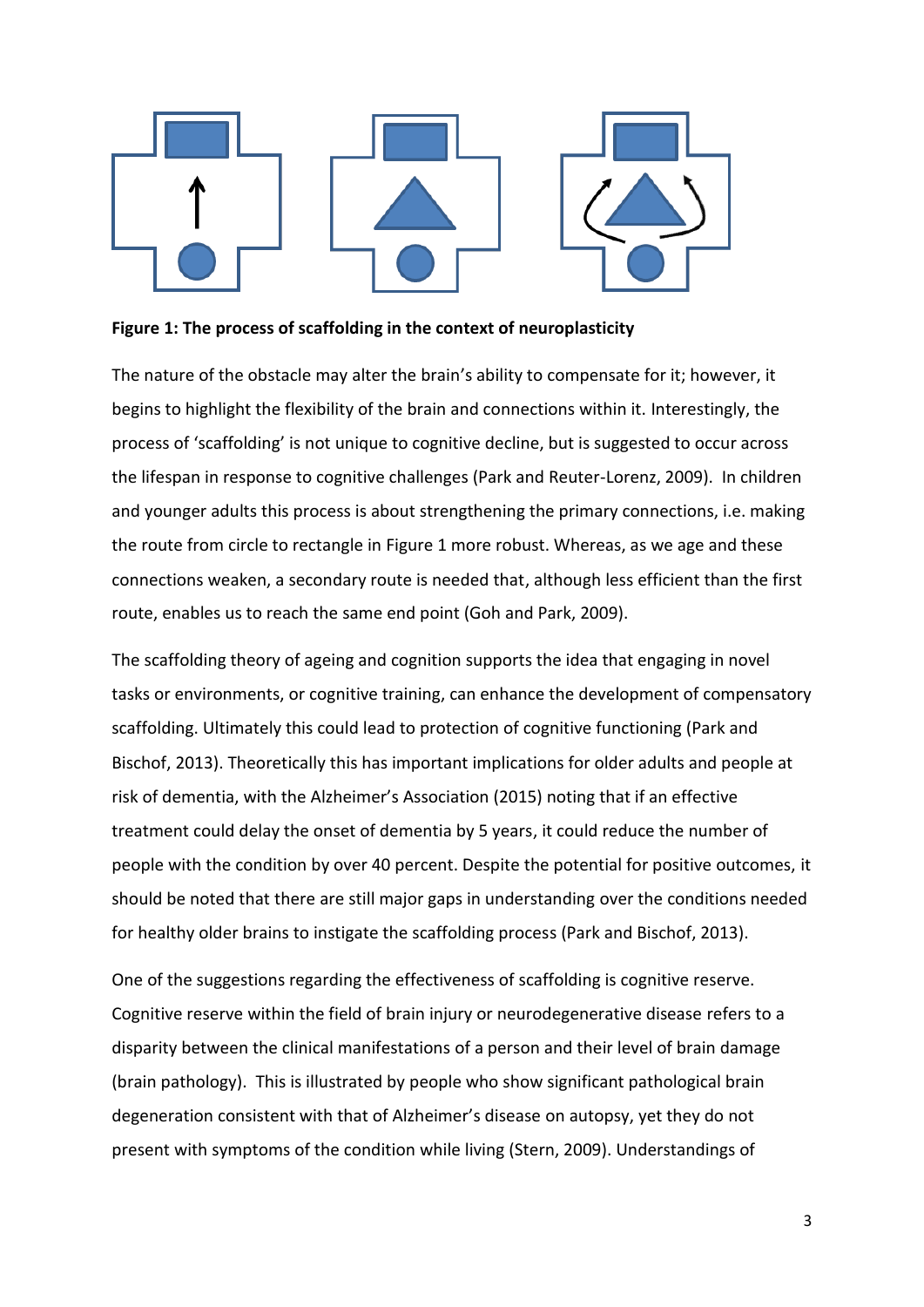**Figure 1: The process of scaffolding in the context of neuroplasticity**

The nature of the obstacle may alter the brain's ability to compensate for it; however, it begins to highlight the flexibility of the brain and connections within it. Interestingly, the process of 'scaffolding' is not unique to cognitive decline, but is suggested to occur across the lifespan in response to cognitive challenges (Park and Reuter-Lorenz, 2009). In children and younger adults this process is about strengthening the primary connections, i.e. making the route from circle to rectangle in Figure 1 more robust. Whereas, as we age and these connections weaken, a secondary route is needed that, although less efficient than the first route, enables us to reach the same end point (Goh and Park, 2009).

The scaffolding theory of ageing and cognition supports the idea that engaging in novel tasks or environments, or cognitive training, can enhance the development of compensatory scaffolding. Ultimately this could lead to protection of cognitive functioning (Park and Bischof, 2013). Theoretically this has important implications for older adults and people at risk of dementia, with the Alzheimer's Association (2015) noting that if an effective treatment could delay the onset of dementia by 5 years, it could reduce the number of people with the condition by over 40 percent. Despite the potential for positive outcomes, it should be noted that there are still major gaps in understanding over the conditions needed for healthy older brains to instigate the scaffolding process (Park and Bischof, 2013).

One of the suggestions regarding the effectiveness of scaffolding is cognitive reserve. Cognitive reserve within the field of brain injury or neurodegenerative disease refers to a disparity between the clinical manifestations of a person and their level of brain damage (brain pathology). This is illustrated by people who show significant pathological brain degeneration consistent with that of Alzheimer's disease on autopsy, yet they do not present with symptoms of the condition while living (Stern, 2009). Understandings of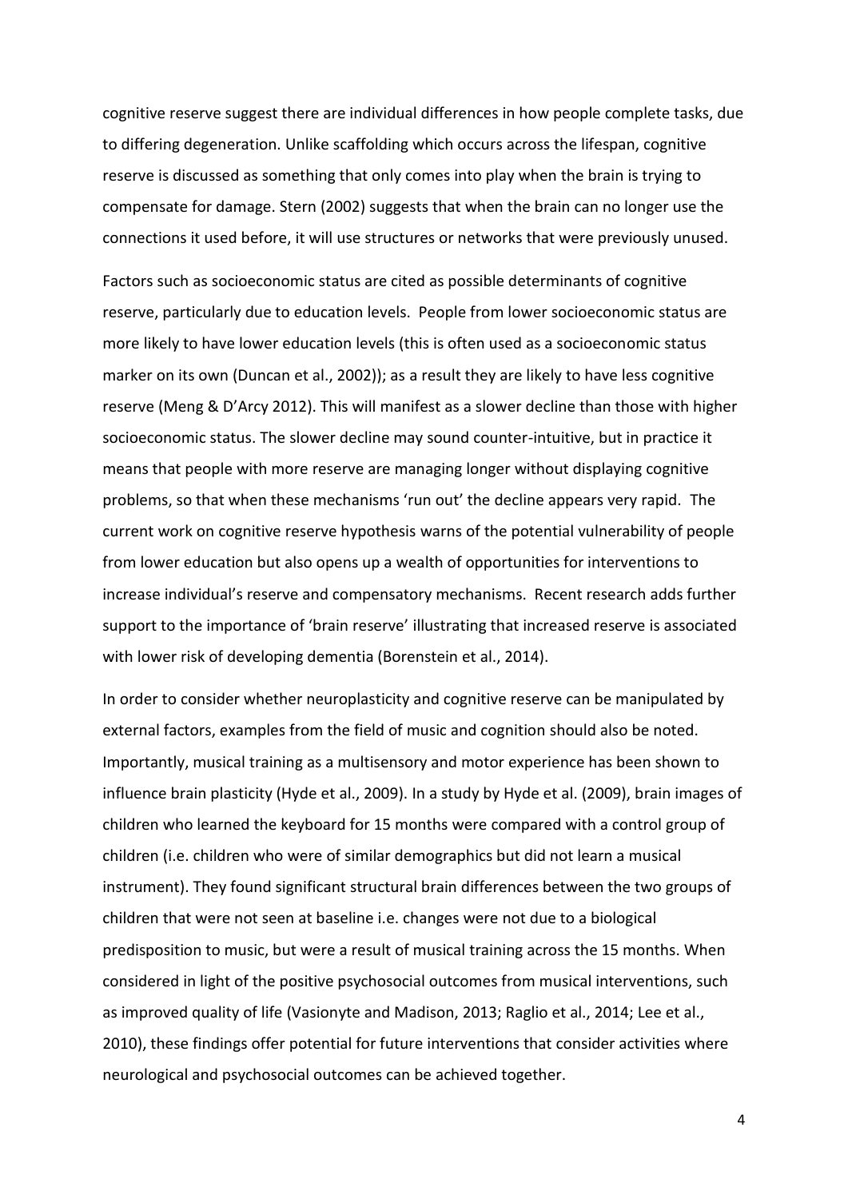cognitive reserve suggest there are individual differences in how people complete tasks, due to differing degeneration. Unlike scaffolding which occurs across the lifespan, cognitive reserve is discussed as something that only comes into play when the brain is trying to compensate for damage. Stern (2002) suggests that when the brain can no longer use the connections it used before, it will use structures or networks that were previously unused.

Factors such as socioeconomic status are cited as possible determinants of cognitive reserve, particularly due to education levels. People from lower socioeconomic status are more likely to have lower education levels (this is often used as a socioeconomic status marker on its own (Duncan et al., 2002)); as a result they are likely to have less cognitive reserve (Meng & D'Arcy 2012). This will manifest as a slower decline than those with higher socioeconomic status. The slower decline may sound counter-intuitive, but in practice it means that people with more reserve are managing longer without displaying cognitive problems, so that when these mechanisms 'run out' the decline appears very rapid. The current work on cognitive reserve hypothesis warns of the potential vulnerability of people from lower education but also opens up a wealth of opportunities for interventions to increase individual's reserve and compensatory mechanisms. Recent research adds further support to the importance of 'brain reserve' illustrating that increased reserve is associated with lower risk of developing dementia (Borenstein et al., 2014).

In order to consider whether neuroplasticity and cognitive reserve can be manipulated by external factors, examples from the field of music and cognition should also be noted. Importantly, musical training as a multisensory and motor experience has been shown to influence brain plasticity (Hyde et al., 2009). In a study by Hyde et al. (2009), brain images of children who learned the keyboard for 15 months were compared with a control group of children (i.e. children who were of similar demographics but did not learn a musical instrument). They found significant structural brain differences between the two groups of children that were not seen at baseline i.e. changes were not due to a biological predisposition to music, but were a result of musical training across the 15 months. When considered in light of the positive psychosocial outcomes from musical interventions, such as improved quality of life (Vasionyte and Madison, 2013; Raglio et al., 2014; Lee et al., 2010), these findings offer potential for future interventions that consider activities where neurological and psychosocial outcomes can be achieved together.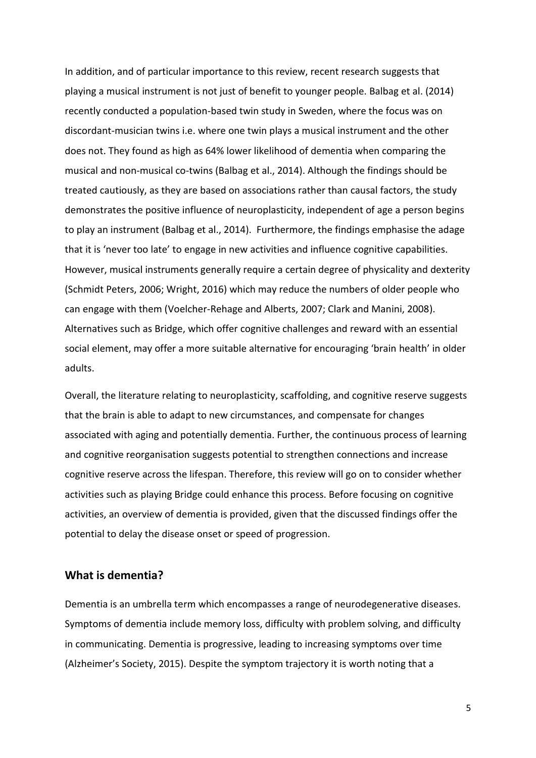In addition, and of particular importance to this review, recent research suggests that playing a musical instrument is not just of benefit to younger people. Balbag et al. (2014) recently conducted a population-based twin study in Sweden, where the focus was on discordant-musician twins i.e. where one twin plays a musical instrument and the other does not. They found as high as 64% lower likelihood of dementia when comparing the musical and non-musical co-twins (Balbag et al., 2014). Although the findings should be treated cautiously, as they are based on associations rather than causal factors, the study demonstrates the positive influence of neuroplasticity, independent of age a person begins to play an instrument (Balbag et al., 2014). Furthermore, the findings emphasise the adage that it is 'never too late' to engage in new activities and influence cognitive capabilities. However, musical instruments generally require a certain degree of physicality and dexterity (Schmidt Peters, 2006; Wright, 2016) which may reduce the numbers of older people who can engage with them (Voelcher-Rehage and Alberts, 2007; Clark and Manini, 2008). Alternatives such as Bridge, which offer cognitive challenges and reward with an essential social element, may offer a more suitable alternative for encouraging 'brain health' in older adults.

Overall, the literature relating to neuroplasticity, scaffolding, and cognitive reserve suggests that the brain is able to adapt to new circumstances, and compensate for changes associated with aging and potentially dementia. Further, the continuous process of learning and cognitive reorganisation suggests potential to strengthen connections and increase cognitive reserve across the lifespan. Therefore, this review will go on to consider whether activities such as playing Bridge could enhance this process. Before focusing on cognitive activities, an overview of dementia is provided, given that the discussed findings offer the potential to delay the disease onset or speed of progression.

## What is dementia?

Dementia is an umbrella term which encompasses a range of neurodegenerative diseases. Symptoms of dementia include memory loss, difficulty with problem solving, and difficulty in communicating. Dementia is progressive, leading to increasing symptoms over time (Alzheimer's Society, 2015). Despite the symptom trajectory it is worth noting that a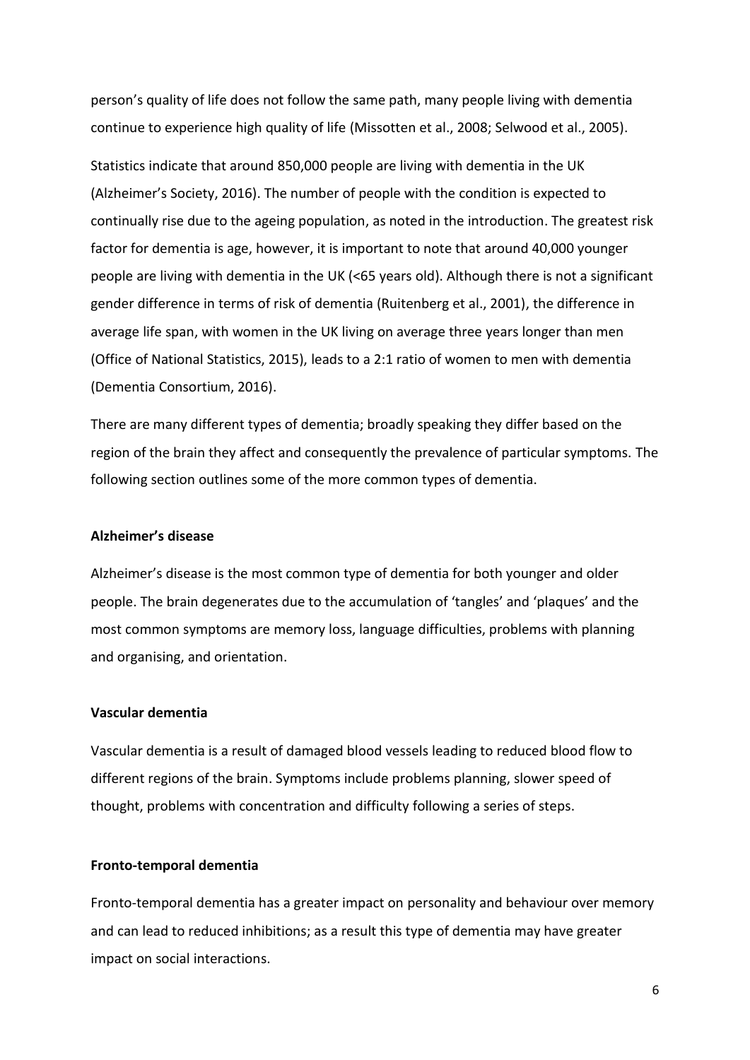person's quality of life does not follow the same path, many people living with dementia continue to experience high quality of life (Missotten et al., 2008; Selwood et al., 2005).

Statistics indicate that around 850,000 people are living with dementia in the UK (Alzheimer's Society, 2016). The number of people with the condition is expected to continually rise due to the ageing population, as noted in the introduction. The greatest risk factor for dementia is age, however, it is important to note that around 40,000 younger people are living with dementia in the UK (<65 years old). Although there is not a significant gender difference in terms of risk of dementia (Ruitenberg et al., 2001), the difference in average life span, with women in the UK living on average three years longer than men (Office of National Statistics, 2015), leads to a 2:1 ratio of women to men with dementia (Dementia Consortium, 2016).

There are many different types of dementia; broadly speaking they differ based on the region of the brain they affect and consequently the prevalence of particular symptoms. The following section outlines some of the more common types of dementia.

**Alzheimer's disease**

Alzheimer's disease is the most common type of dementia for both younger and older people. The brain degenerates due to the accumulation of 'tangles' and 'plaques' and the most common symptoms are memory loss, language difficulties, problems with planning and organising, and orientation.

**Vascular dementia**

Vascular dementia is a result of damaged blood vessels leading to reduced blood flow to different regions of the brain. Symptoms include problems planning, slower speed of thought, problems with concentration and difficulty following a series of steps.

**Fronto-temporal dementia**

Fronto-temporal dementia has a greater impact on personality and behaviour over memory and can lead to reduced inhibitions; as a result this type of dementia may have greater impact on social interactions.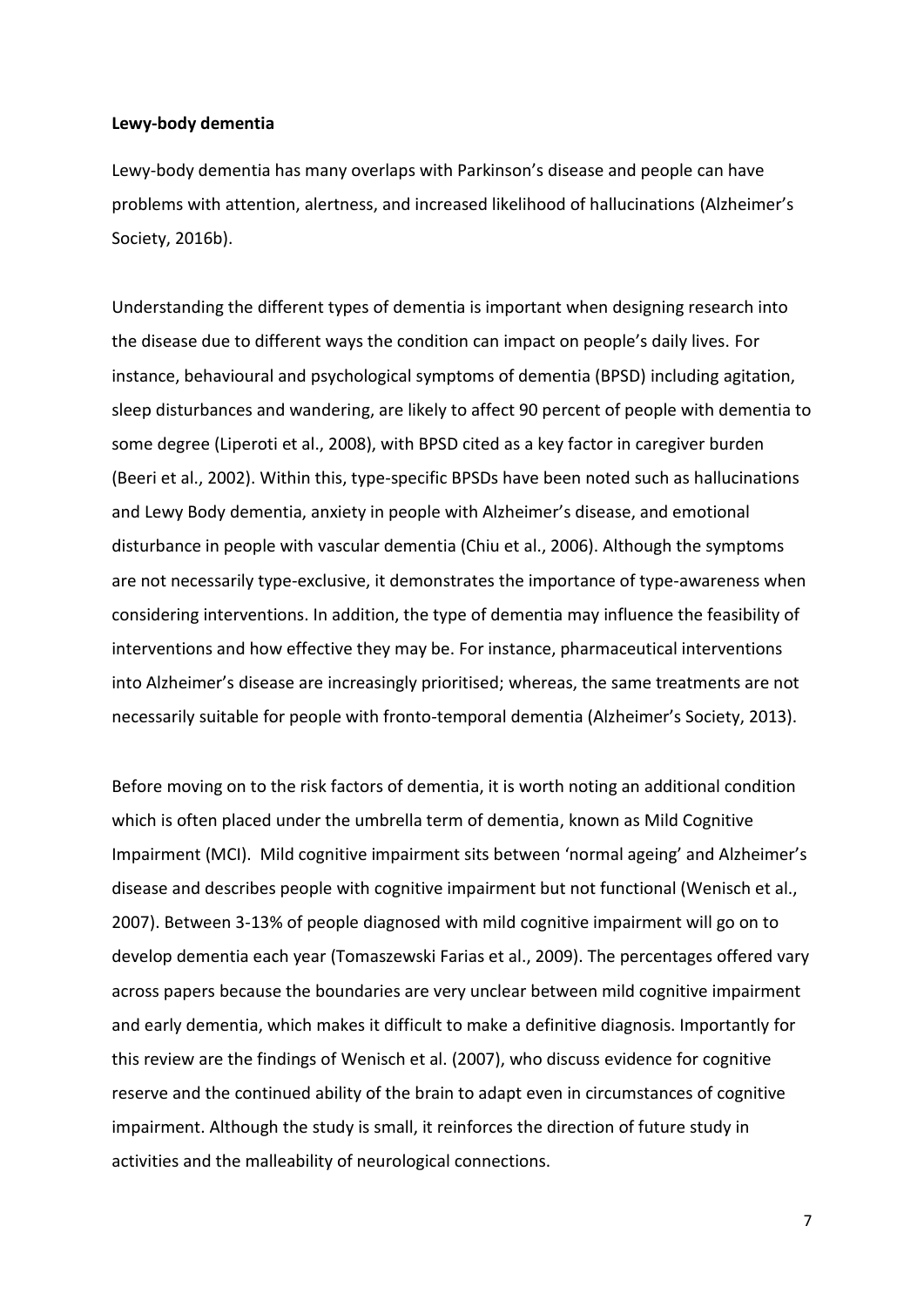**Lewy-body dementia**

Lewy-body dementia has many overlaps with Parkinson's disease and people can have problems with attention, alertness, and increased likelihood of hallucinations (Alzheimer's Society, 2016b).

Understanding the different types of dementia is important when designing research into the disease due to different ways the condition can impact on people's daily lives. For instance, behavioural and psychological symptoms of dementia (BPSD) including agitation, sleep disturbances and wandering, are likely to affect 90 percent of people with dementia to some degree (Liperoti et al., 2008), with BPSD cited as a key factor in caregiver burden (Beeri et al., 2002). Within this, type-specific BPSDs have been noted such as hallucinations and Lewy Body dementia, anxiety in people with Alzheimer's disease, and emotional disturbance in people with vascular dementia (Chiu et al., 2006). Although the symptoms are not necessarily type-exclusive, it demonstrates the importance of type-awareness when considering interventions. In addition, the type of dementia may influence the feasibility of interventions and how effective they may be. For instance, pharmaceutical interventions into Alzheimer's disease are increasingly prioritised; whereas, the same treatments are not necessarily suitable for people with fronto-temporal dementia (Alzheimer's Society, 2013).

Before moving on to the risk factors of dementia, it is worth noting an additional condition which is often placed under the umbrella term of dementia, known as Mild Cognitive Impairment (MCI). Mild cognitive impairment sits between 'normal ageing' and Alzheimer's disease and describes people with cognitive impairment but not functional (Wenisch et al., 2007). Between 3-13% of people diagnosed with mild cognitive impairment will go on to develop dementia each year (Tomaszewski Farias et al., 2009). The percentages offered vary across papers because the boundaries are very unclear between mild cognitive impairment and early dementia, which makes it difficult to make a definitive diagnosis. Importantly for this review are the findings of Wenisch et al. (2007), who discuss evidence for cognitive reserve and the continued ability of the brain to adapt even in circumstances of cognitive impairment. Although the study is small, it reinforces the direction of future study in activities and the malleability of neurological connections.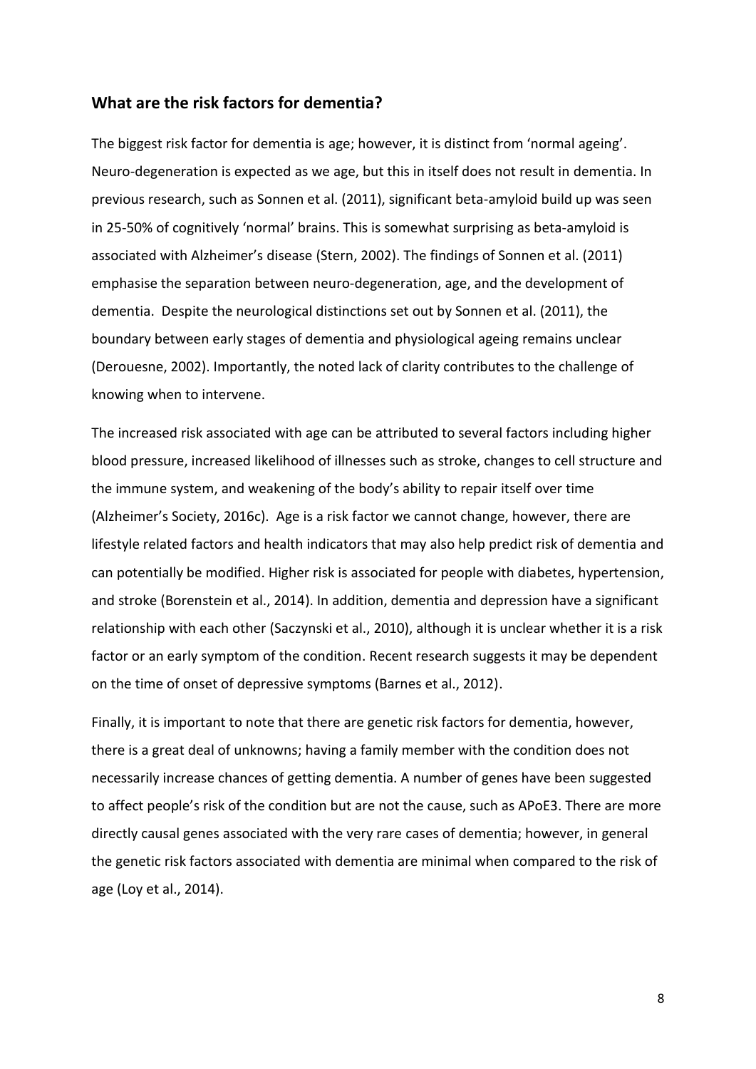## What are the risk factors for dementia?

The biggest risk factor for dementia is age; however, it is distinct from 'normal ageing'. Neuro-degeneration is expected as we age, but this in itself does not result in dementia. In previous research, such as Sonnen et al. (2011), significant beta-amyloid build up was seen in 25-50% of cognitively 'normal' brains. This is somewhat surprising as beta-amyloid is associated with Alzheimer's disease (Stern, 2002). The findings of Sonnen et al. (2011) emphasise the separation between neuro-degeneration, age, and the development of dementia. Despite the neurological distinctions set out by Sonnen et al. (2011), the boundary between early stages of dementia and physiological ageing remains unclear (Derouesne, 2002). Importantly, the noted lack of clarity contributes to the challenge of knowing when to intervene.

The increased risk associated with age can be attributed to several factors including higher blood pressure, increased likelihood of illnesses such as stroke, changes to cell structure and the immune system, and weakening of the body's ability to repair itself over time (Alzheimer's Society, 2016c). Age is a risk factor we cannot change, however, there are lifestyle related factors and health indicators that may also help predict risk of dementia and can potentially be modified. Higher risk is associated for people with diabetes, hypertension, and stroke (Borenstein et al., 2014). In addition, dementia and depression have a significant relationship with each other (Saczynski et al., 2010), although it is unclear whether it is a risk factor or an early symptom of the condition. Recent research suggests it may be dependent on the time of onset of depressive symptoms (Barnes et al., 2012).

Finally, it is important to note that there are genetic risk factors for dementia, however, there is a great deal of unknowns; having a family member with the condition does not necessarily increase chances of getting dementia. A number of genes have been suggested to affect people's risk of the condition but are not the cause, such as APoE3. There are more directly causal genes associated with the very rare cases of dementia; however, in general the genetic risk factors associated with dementia are minimal when compared to the risk of age (Loy et al., 2014).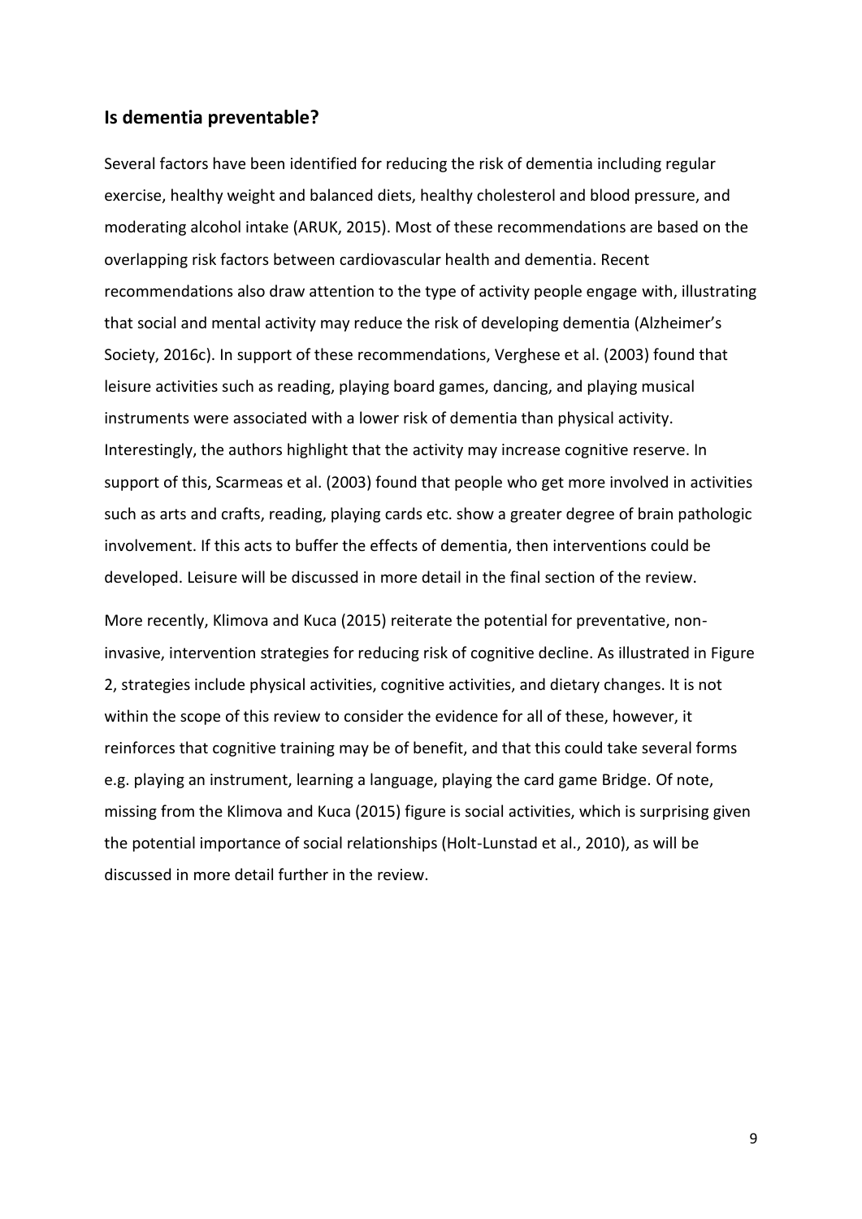## Is dementia preventable?

Several factors have been identified for reducing the risk of dementia including regular exercise, healthy weight and balanced diets, healthy cholesterol and blood pressure, and moderating alcohol intake (ARUK, 2015). Most of these recommendations are based on the overlapping risk factors between cardiovascular health and dementia. Recent recommendations also draw attention to the type of activity people engage with, illustrating that social and mental activity may reduce the risk of developing dementia (Alzheimer's Society, 2016c). In support of these recommendations, Verghese et al. (2003) found that leisure activities such as reading, playing board games, dancing, and playing musical instruments were associated with a lower risk of dementia than physical activity. Interestingly, the authors highlight that the activity may increase cognitive reserve. In support of this, Scarmeas et al. (2003) found that people who get more involved in activities such as arts and crafts, reading, playing cards etc. show a greater degree of brain pathologic involvement. If this acts to buffer the effects of dementia, then interventions could be developed. Leisure will be discussed in more detail in the final section of the review.

More recently, Klimova and Kuca (2015) reiterate the potential for preventative, non-invasive, intervention strategies for reducing risk of cognitive decline. As illustrated in Figure 2, strategies include physical activities, cognitive activities, and dietary changes. It is not within the scope of this review to consider the evidence for all of these, however, it reinforces that cognitive training may be of benefit, and that this could take several forms e.g. playing an instrument, learning a language, playing the card game Bridge. Of note, missing from the Klimova and Kuca (2015) figure is social activities, which is surprising given the potential importance of social relationships (Holt-Lunstad et al., 2010), as will be discussed in more detail further in the review.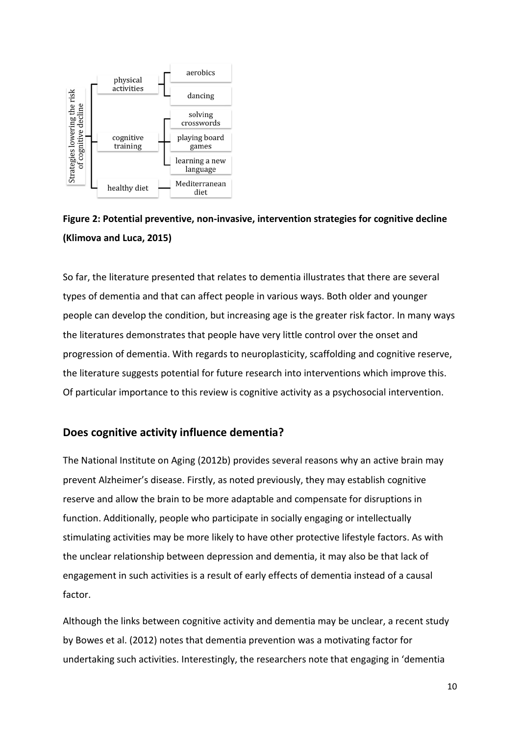- Strategies lowering the risk of cognitive decline
  - physical activities
    - aerobics
    - dancing
  - cognitive training
    - solving crosswords
    - playing board games
    - learning a new language
  - healthy diet
    - Mediterranean diet

**Figure 2: Potential preventive, non-invasive, intervention strategies for cognitive decline (Klimova and Luca, 2015)**

So far, the literature presented that relates to dementia illustrates that there are several types of dementia and that can affect people in various ways. Both older and younger people can develop the condition, but increasing age is the greater risk factor. In many ways the literatures demonstrates that people have very little control over the onset and progression of dementia. With regards to neuroplasticity, scaffolding and cognitive reserve, the literature suggests potential for future research into interventions which improve this. Of particular importance to this review is cognitive activity as a psychosocial intervention.

## Does cognitive activity influence dementia?

The National Institute on Aging (2012b) provides several reasons why an active brain may prevent Alzheimer's disease. Firstly, as noted previously, they may establish cognitive reserve and allow the brain to be more adaptable and compensate for disruptions in function. Additionally, people who participate in socially engaging or intellectually stimulating activities may be more likely to have other protective lifestyle factors. As with the unclear relationship between depression and dementia, it may also be that lack of engagement in such activities is a result of early effects of dementia instead of a causal factor.

Although the links between cognitive activity and dementia may be unclear, a recent study by Bowes et al. (2012) notes that dementia prevention was a motivating factor for undertaking such activities. Interestingly, the researchers note that engaging in 'dementia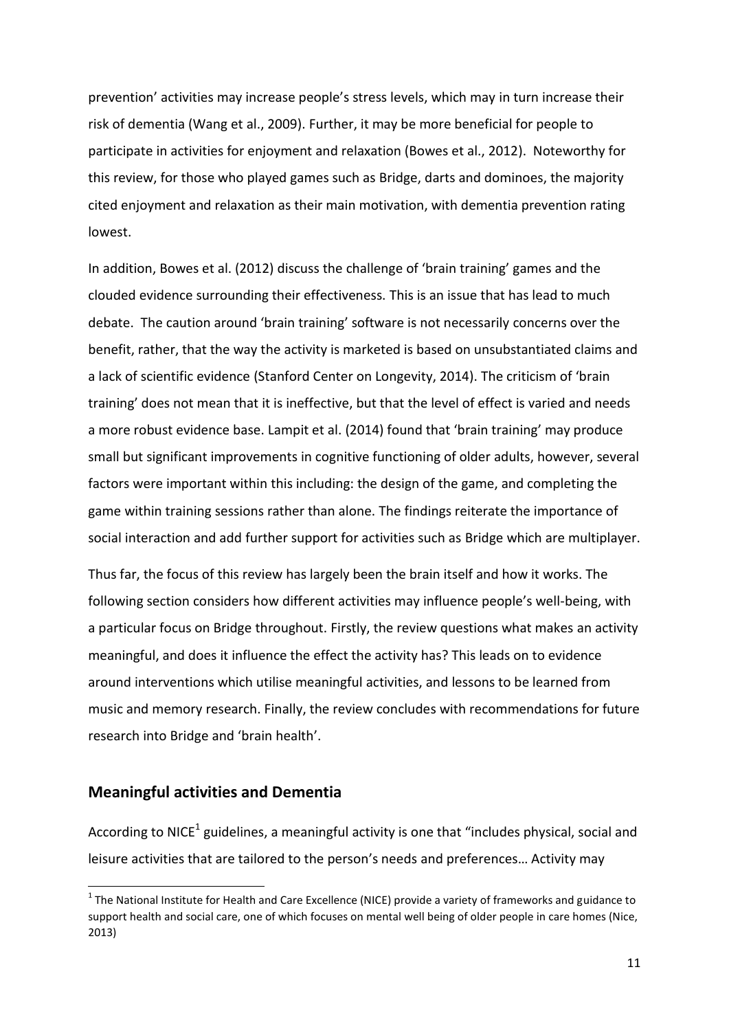prevention' activities may increase people's stress levels, which may in turn increase their risk of dementia (Wang et al., 2009). Further, it may be more beneficial for people to participate in activities for enjoyment and relaxation (Bowes et al., 2012). Noteworthy for this review, for those who played games such as Bridge, darts and dominoes, the majority cited enjoyment and relaxation as their main motivation, with dementia prevention rating lowest.

In addition, Bowes et al. (2012) discuss the challenge of 'brain training' games and the clouded evidence surrounding their effectiveness. This is an issue that has lead to much debate. The caution around 'brain training' software is not necessarily concerns over the benefit, rather, that the way the activity is marketed is based on unsubstantiated claims and a lack of scientific evidence (Stanford Center on Longevity, 2014). The criticism of 'brain training' does not mean that it is ineffective, but that the level of effect is varied and needs a more robust evidence base. Lampit et al. (2014) found that 'brain training' may produce small but significant improvements in cognitive functioning of older adults, however, several factors were important within this including: the design of the game, and completing the game within training sessions rather than alone. The findings reiterate the importance of social interaction and add further support for activities such as Bridge which are multiplayer.

Thus far, the focus of this review has largely been the brain itself and how it works. The following section considers how different activities may influence people's well-being, with a particular focus on Bridge throughout. Firstly, the review questions what makes an activity meaningful, and does it influence the effect the activity has? This leads on to evidence around interventions which utilise meaningful activities, and lessons to be learned from music and memory research. Finally, the review concludes with recommendations for future research into Bridge and 'brain health'.

## Meaningful activities and Dementia

According to NICE[1] guidelines, a meaningful activity is one that "includes physical, social and leisure activities that are tailored to the person's needs and preferences… Activity may

[1] The National Institute for Health and Care Excellence (NICE) provide a variety of frameworks and guidance to support health and social care, one of which focuses on mental well being of older people in care homes (Nice, 2013)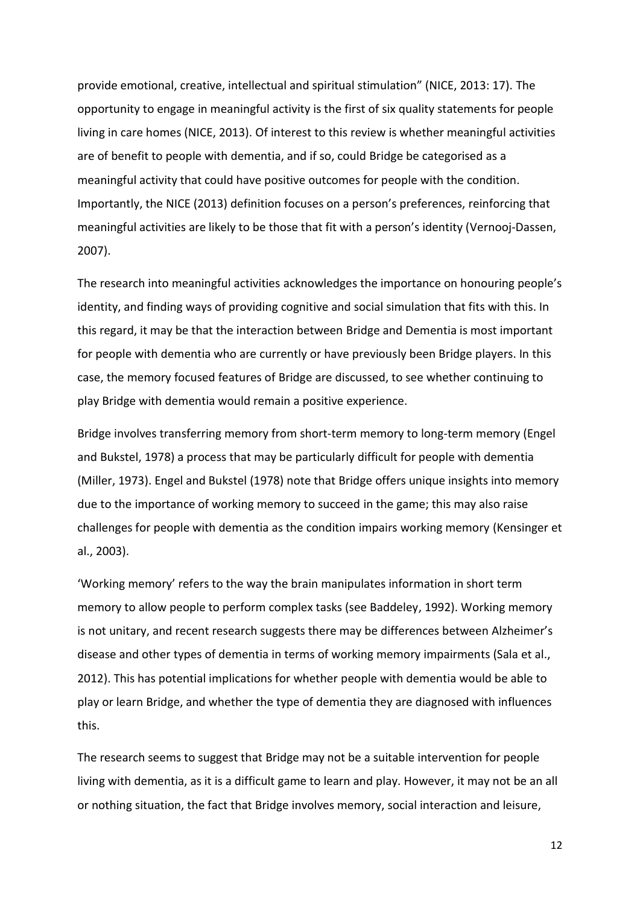provide emotional, creative, intellectual and spiritual stimulation" (NICE, 2013: 17). The opportunity to engage in meaningful activity is the first of six quality statements for people living in care homes (NICE, 2013). Of interest to this review is whether meaningful activities are of benefit to people with dementia, and if so, could Bridge be categorised as a meaningful activity that could have positive outcomes for people with the condition. Importantly, the NICE (2013) definition focuses on a person's preferences, reinforcing that meaningful activities are likely to be those that fit with a person's identity (Vernooj-Dassen, 2007).

The research into meaningful activities acknowledges the importance on honouring people's identity, and finding ways of providing cognitive and social simulation that fits with this. In this regard, it may be that the interaction between Bridge and Dementia is most important for people with dementia who are currently or have previously been Bridge players. In this case, the memory focused features of Bridge are discussed, to see whether continuing to play Bridge with dementia would remain a positive experience.

Bridge involves transferring memory from short-term memory to long-term memory (Engel and Bukstel, 1978) a process that may be particularly difficult for people with dementia (Miller, 1973). Engel and Bukstel (1978) note that Bridge offers unique insights into memory due to the importance of working memory to succeed in the game; this may also raise challenges for people with dementia as the condition impairs working memory (Kensinger et al., 2003).

'Working memory' refers to the way the brain manipulates information in short term memory to allow people to perform complex tasks (see Baddeley, 1992). Working memory is not unitary, and recent research suggests there may be differences between Alzheimer's disease and other types of dementia in terms of working memory impairments (Sala et al., 2012). This has potential implications for whether people with dementia would be able to play or learn Bridge, and whether the type of dementia they are diagnosed with influences this.

The research seems to suggest that Bridge may not be a suitable intervention for people living with dementia, as it is a difficult game to learn and play. However, it may not be an all or nothing situation, the fact that Bridge involves memory, social interaction and leisure,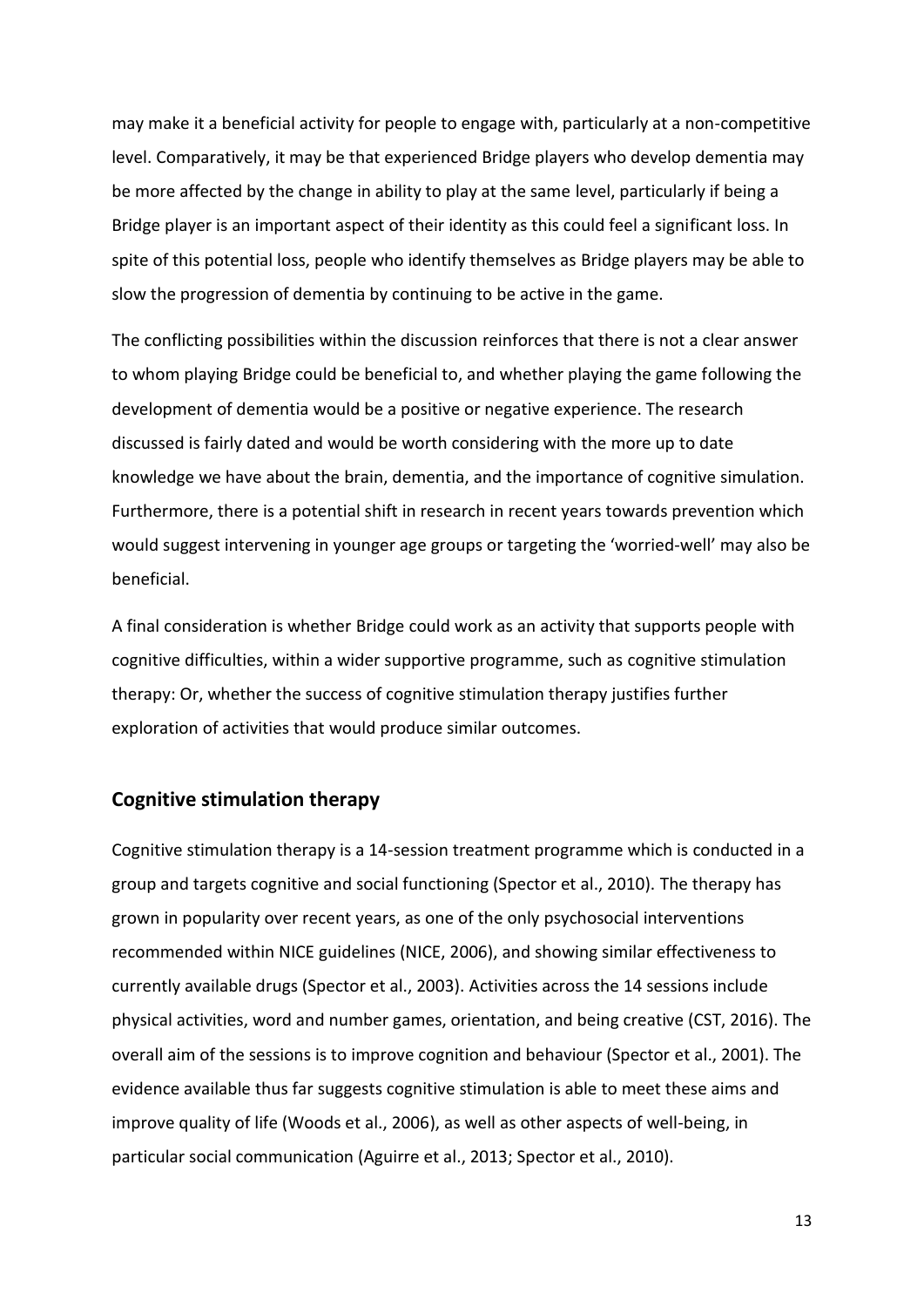may make it a beneficial activity for people to engage with, particularly at a non-competitive level. Comparatively, it may be that experienced Bridge players who develop dementia may be more affected by the change in ability to play at the same level, particularly if being a Bridge player is an important aspect of their identity as this could feel a significant loss. In spite of this potential loss, people who identify themselves as Bridge players may be able to slow the progression of dementia by continuing to be active in the game.

The conflicting possibilities within the discussion reinforces that there is not a clear answer to whom playing Bridge could be beneficial to, and whether playing the game following the development of dementia would be a positive or negative experience. The research discussed is fairly dated and would be worth considering with the more up to date knowledge we have about the brain, dementia, and the importance of cognitive simulation. Furthermore, there is a potential shift in research in recent years towards prevention which would suggest intervening in younger age groups or targeting the 'worried-well' may also be beneficial.

A final consideration is whether Bridge could work as an activity that supports people with cognitive difficulties, within a wider supportive programme, such as cognitive stimulation therapy: Or, whether the success of cognitive stimulation therapy justifies further exploration of activities that would produce similar outcomes.

## Cognitive stimulation therapy

Cognitive stimulation therapy is a 14-session treatment programme which is conducted in a group and targets cognitive and social functioning (Spector et al., 2010). The therapy has grown in popularity over recent years, as one of the only psychosocial interventions recommended within NICE guidelines (NICE, 2006), and showing similar effectiveness to currently available drugs (Spector et al., 2003). Activities across the 14 sessions include physical activities, word and number games, orientation, and being creative (CST, 2016). The overall aim of the sessions is to improve cognition and behaviour (Spector et al., 2001). The evidence available thus far suggests cognitive stimulation is able to meet these aims and improve quality of life (Woods et al., 2006), as well as other aspects of well-being, in particular social communication (Aguirre et al., 2013; Spector et al., 2010).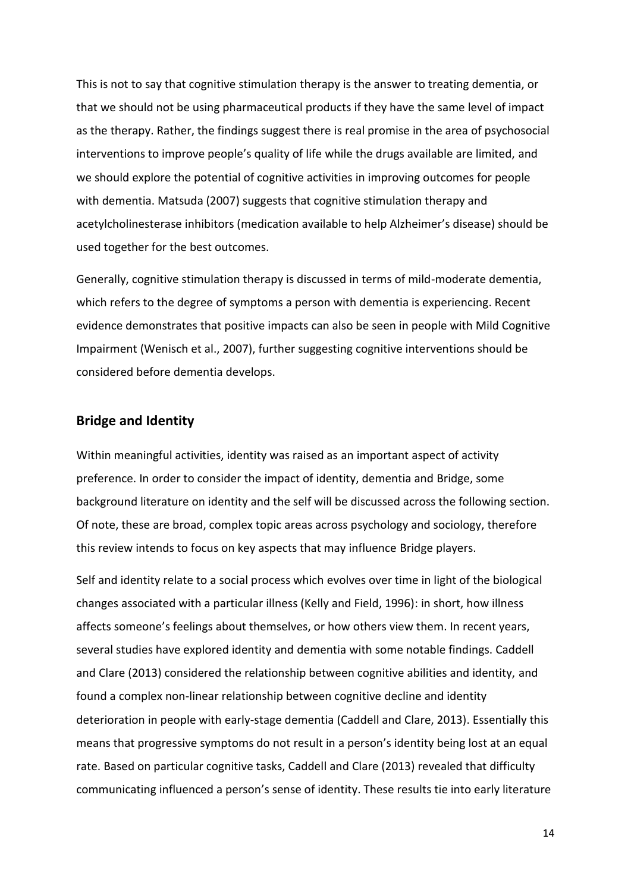This is not to say that cognitive stimulation therapy is the answer to treating dementia, or that we should not be using pharmaceutical products if they have the same level of impact as the therapy. Rather, the findings suggest there is real promise in the area of psychosocial interventions to improve people's quality of life while the drugs available are limited, and we should explore the potential of cognitive activities in improving outcomes for people with dementia. Matsuda (2007) suggests that cognitive stimulation therapy and acetylcholinesterase inhibitors (medication available to help Alzheimer's disease) should be used together for the best outcomes.

Generally, cognitive stimulation therapy is discussed in terms of mild-moderate dementia, which refers to the degree of symptoms a person with dementia is experiencing. Recent evidence demonstrates that positive impacts can also be seen in people with Mild Cognitive Impairment (Wenisch et al., 2007), further suggesting cognitive interventions should be considered before dementia develops.

## Bridge and Identity

Within meaningful activities, identity was raised as an important aspect of activity preference. In order to consider the impact of identity, dementia and Bridge, some background literature on identity and the self will be discussed across the following section. Of note, these are broad, complex topic areas across psychology and sociology, therefore this review intends to focus on key aspects that may influence Bridge players.

Self and identity relate to a social process which evolves over time in light of the biological changes associated with a particular illness (Kelly and Field, 1996): in short, how illness affects someone's feelings about themselves, or how others view them. In recent years, several studies have explored identity and dementia with some notable findings. Caddell and Clare (2013) considered the relationship between cognitive abilities and identity, and found a complex non-linear relationship between cognitive decline and identity deterioration in people with early-stage dementia (Caddell and Clare, 2013). Essentially this means that progressive symptoms do not result in a person's identity being lost at an equal rate. Based on particular cognitive tasks, Caddell and Clare (2013) revealed that difficulty communicating influenced a person's sense of identity. These results tie into early literature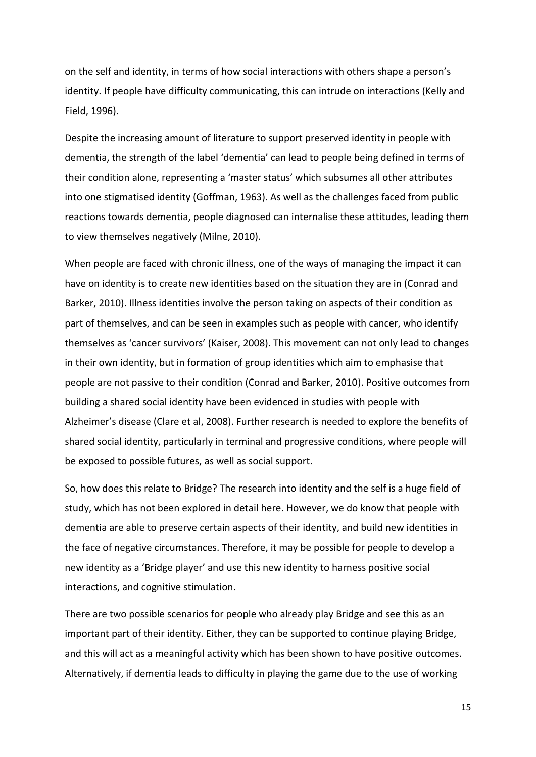on the self and identity, in terms of how social interactions with others shape a person's identity. If people have difficulty communicating, this can intrude on interactions (Kelly and Field, 1996).

Despite the increasing amount of literature to support preserved identity in people with dementia, the strength of the label 'dementia' can lead to people being defined in terms of their condition alone, representing a 'master status' which subsumes all other attributes into one stigmatised identity (Goffman, 1963). As well as the challenges faced from public reactions towards dementia, people diagnosed can internalise these attitudes, leading them to view themselves negatively (Milne, 2010).

When people are faced with chronic illness, one of the ways of managing the impact it can have on identity is to create new identities based on the situation they are in (Conrad and Barker, 2010). Illness identities involve the person taking on aspects of their condition as part of themselves, and can be seen in examples such as people with cancer, who identify themselves as 'cancer survivors' (Kaiser, 2008). This movement can not only lead to changes in their own identity, but in formation of group identities which aim to emphasise that people are not passive to their condition (Conrad and Barker, 2010). Positive outcomes from building a shared social identity have been evidenced in studies with people with Alzheimer's disease (Clare et al, 2008). Further research is needed to explore the benefits of shared social identity, particularly in terminal and progressive conditions, where people will be exposed to possible futures, as well as social support.

So, how does this relate to Bridge? The research into identity and the self is a huge field of study, which has not been explored in detail here. However, we do know that people with dementia are able to preserve certain aspects of their identity, and build new identities in the face of negative circumstances. Therefore, it may be possible for people to develop a new identity as a 'Bridge player' and use this new identity to harness positive social interactions, and cognitive stimulation.

There are two possible scenarios for people who already play Bridge and see this as an important part of their identity. Either, they can be supported to continue playing Bridge, and this will act as a meaningful activity which has been shown to have positive outcomes. Alternatively, if dementia leads to difficulty in playing the game due to the use of working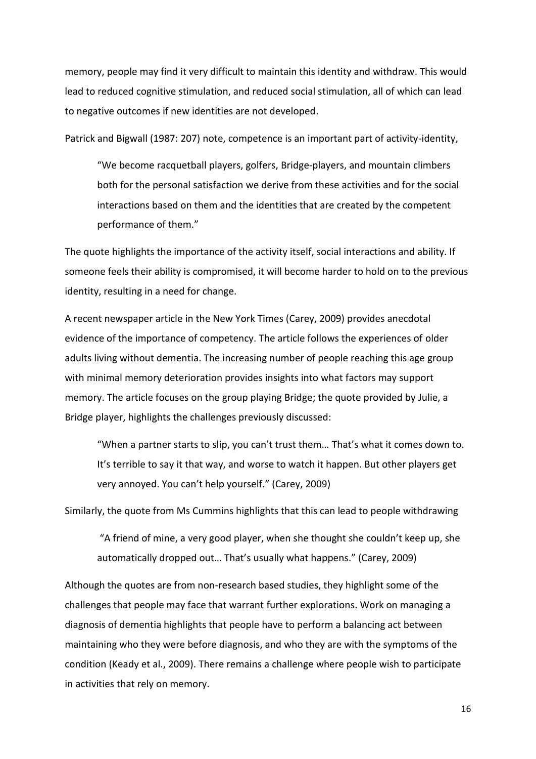memory, people may find it very difficult to maintain this identity and withdraw. This would lead to reduced cognitive stimulation, and reduced social stimulation, all of which can lead to negative outcomes if new identities are not developed.

Patrick and Bigwall (1987: 207) note, competence is an important part of activity-identity,

> "We become racquetball players, golfers, Bridge-players, and mountain climbers both for the personal satisfaction we derive from these activities and for the social interactions based on them and the identities that are created by the competent performance of them."

The quote highlights the importance of the activity itself, social interactions and ability. If someone feels their ability is compromised, it will become harder to hold on to the previous identity, resulting in a need for change.

A recent newspaper article in the New York Times (Carey, 2009) provides anecdotal evidence of the importance of competency. The article follows the experiences of older adults living without dementia. The increasing number of people reaching this age group with minimal memory deterioration provides insights into what factors may support memory. The article focuses on the group playing Bridge; the quote provided by Julie, a Bridge player, highlights the challenges previously discussed:

> "When a partner starts to slip, you can't trust them… That's what it comes down to. It's terrible to say it that way, and worse to watch it happen. But other players get very annoyed. You can't help yourself." (Carey, 2009)

Similarly, the quote from Ms Cummins highlights that this can lead to people withdrawing

> "A friend of mine, a very good player, when she thought she couldn't keep up, she automatically dropped out… That's usually what happens." (Carey, 2009)

Although the quotes are from non-research based studies, they highlight some of the challenges that people may face that warrant further explorations. Work on managing a diagnosis of dementia highlights that people have to perform a balancing act between maintaining who they were before diagnosis, and who they are with the symptoms of the condition (Keady et al., 2009). There remains a challenge where people wish to participate in activities that rely on memory.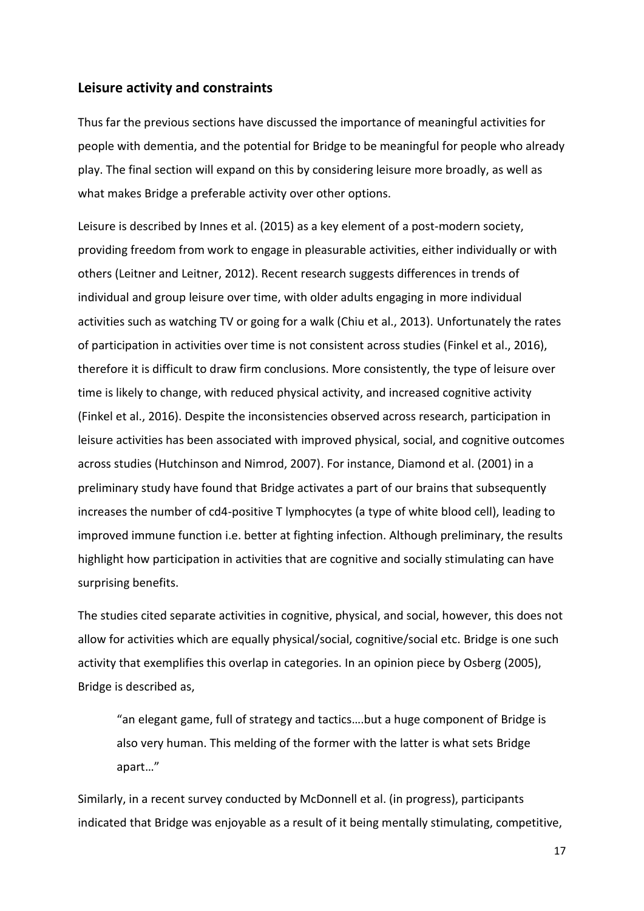## Leisure activity and constraints

Thus far the previous sections have discussed the importance of meaningful activities for people with dementia, and the potential for Bridge to be meaningful for people who already play. The final section will expand on this by considering leisure more broadly, as well as what makes Bridge a preferable activity over other options.

Leisure is described by Innes et al. (2015) as a key element of a post-modern society, providing freedom from work to engage in pleasurable activities, either individually or with others (Leitner and Leitner, 2012). Recent research suggests differences in trends of individual and group leisure over time, with older adults engaging in more individual activities such as watching TV or going for a walk (Chiu et al., 2013). Unfortunately the rates of participation in activities over time is not consistent across studies (Finkel et al., 2016), therefore it is difficult to draw firm conclusions. More consistently, the type of leisure over time is likely to change, with reduced physical activity, and increased cognitive activity (Finkel et al., 2016). Despite the inconsistencies observed across research, participation in leisure activities has been associated with improved physical, social, and cognitive outcomes across studies (Hutchinson and Nimrod, 2007). For instance, Diamond et al. (2001) in a preliminary study have found that Bridge activates a part of our brains that subsequently increases the number of cd4-positive T lymphocytes (a type of white blood cell), leading to improved immune function i.e. better at fighting infection. Although preliminary, the results highlight how participation in activities that are cognitive and socially stimulating can have surprising benefits.

The studies cited separate activities in cognitive, physical, and social, however, this does not allow for activities which are equally physical/social, cognitive/social etc. Bridge is one such activity that exemplifies this overlap in categories. In an opinion piece by Osberg (2005), Bridge is described as,

> "an elegant game, full of strategy and tactics….but a huge component of Bridge is also very human. This melding of the former with the latter is what sets Bridge apart…"

Similarly, in a recent survey conducted by McDonnell et al. (in progress), participants indicated that Bridge was enjoyable as a result of it being mentally stimulating, competitive,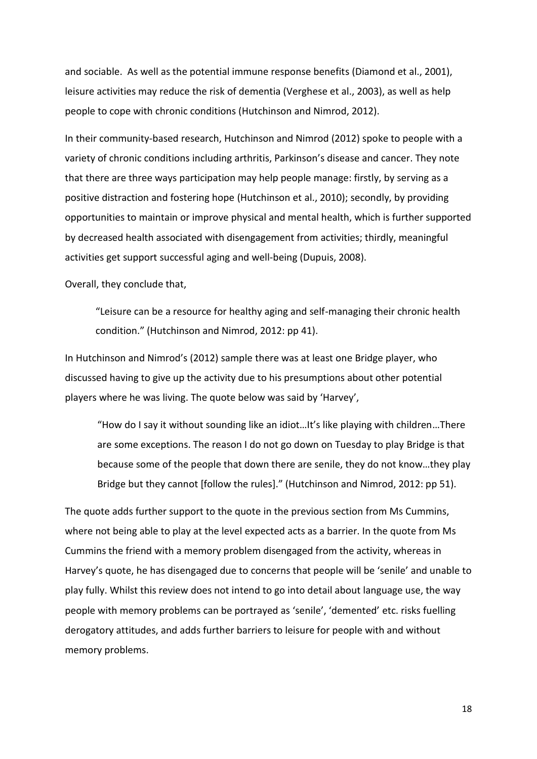and sociable. As well as the potential immune response benefits (Diamond et al., 2001), leisure activities may reduce the risk of dementia (Verghese et al., 2003), as well as help people to cope with chronic conditions (Hutchinson and Nimrod, 2012).

In their community-based research, Hutchinson and Nimrod (2012) spoke to people with a variety of chronic conditions including arthritis, Parkinson's disease and cancer. They note that there are three ways participation may help people manage: firstly, by serving as a positive distraction and fostering hope (Hutchinson et al., 2010); secondly, by providing opportunities to maintain or improve physical and mental health, which is further supported by decreased health associated with disengagement from activities; thirdly, meaningful activities get support successful aging and well-being (Dupuis, 2008).

Overall, they conclude that,

> "Leisure can be a resource for healthy aging and self-managing their chronic health condition." (Hutchinson and Nimrod, 2012: pp 41).

In Hutchinson and Nimrod's (2012) sample there was at least one Bridge player, who discussed having to give up the activity due to his presumptions about other potential players where he was living. The quote below was said by 'Harvey',

> "How do I say it without sounding like an idiot…It's like playing with children…There are some exceptions. The reason I do not go down on Tuesday to play Bridge is that because some of the people that down there are senile, they do not know…they play Bridge but they cannot [follow the rules]." (Hutchinson and Nimrod, 2012: pp 51).

The quote adds further support to the quote in the previous section from Ms Cummins, where not being able to play at the level expected acts as a barrier. In the quote from Ms Cummins the friend with a memory problem disengaged from the activity, whereas in Harvey's quote, he has disengaged due to concerns that people will be 'senile' and unable to play fully. Whilst this review does not intend to go into detail about language use, the way people with memory problems can be portrayed as 'senile', 'demented' etc. risks fuelling derogatory attitudes, and adds further barriers to leisure for people with and without memory problems.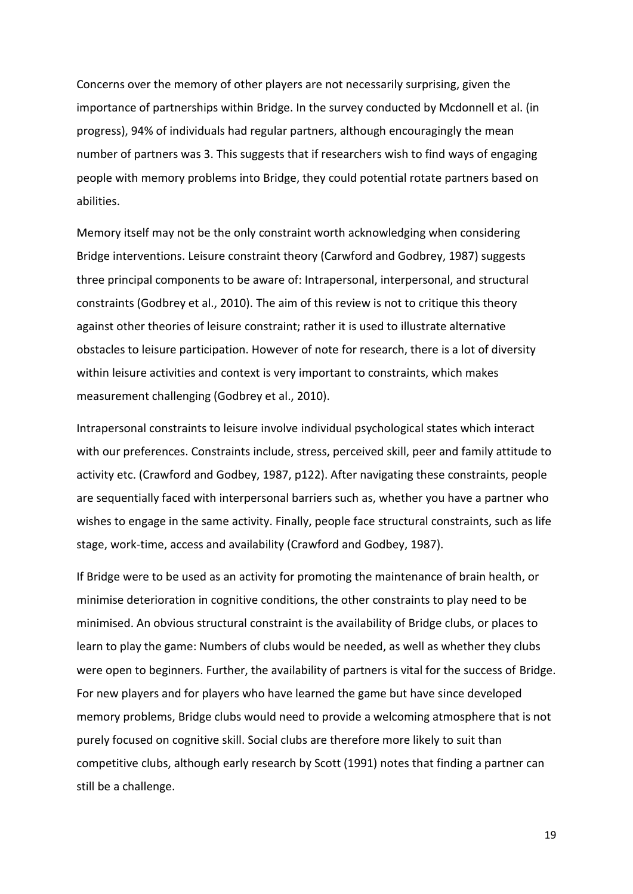Concerns over the memory of other players are not necessarily surprising, given the importance of partnerships within Bridge. In the survey conducted by Mcdonnell et al. (in progress), 94% of individuals had regular partners, although encouragingly the mean number of partners was 3. This suggests that if researchers wish to find ways of engaging people with memory problems into Bridge, they could potential rotate partners based on abilities.

Memory itself may not be the only constraint worth acknowledging when considering Bridge interventions. Leisure constraint theory (Carwford and Godbrey, 1987) suggests three principal components to be aware of: Intrapersonal, interpersonal, and structural constraints (Godbrey et al., 2010). The aim of this review is not to critique this theory against other theories of leisure constraint; rather it is used to illustrate alternative obstacles to leisure participation. However of note for research, there is a lot of diversity within leisure activities and context is very important to constraints, which makes measurement challenging (Godbrey et al., 2010).

Intrapersonal constraints to leisure involve individual psychological states which interact with our preferences. Constraints include, stress, perceived skill, peer and family attitude to activity etc. (Crawford and Godbey, 1987, p122). After navigating these constraints, people are sequentially faced with interpersonal barriers such as, whether you have a partner who wishes to engage in the same activity. Finally, people face structural constraints, such as life stage, work-time, access and availability (Crawford and Godbey, 1987).

If Bridge were to be used as an activity for promoting the maintenance of brain health, or minimise deterioration in cognitive conditions, the other constraints to play need to be minimised. An obvious structural constraint is the availability of Bridge clubs, or places to learn to play the game: Numbers of clubs would be needed, as well as whether they clubs were open to beginners. Further, the availability of partners is vital for the success of Bridge. For new players and for players who have learned the game but have since developed memory problems, Bridge clubs would need to provide a welcoming atmosphere that is not purely focused on cognitive skill. Social clubs are therefore more likely to suit than competitive clubs, although early research by Scott (1991) notes that finding a partner can still be a challenge.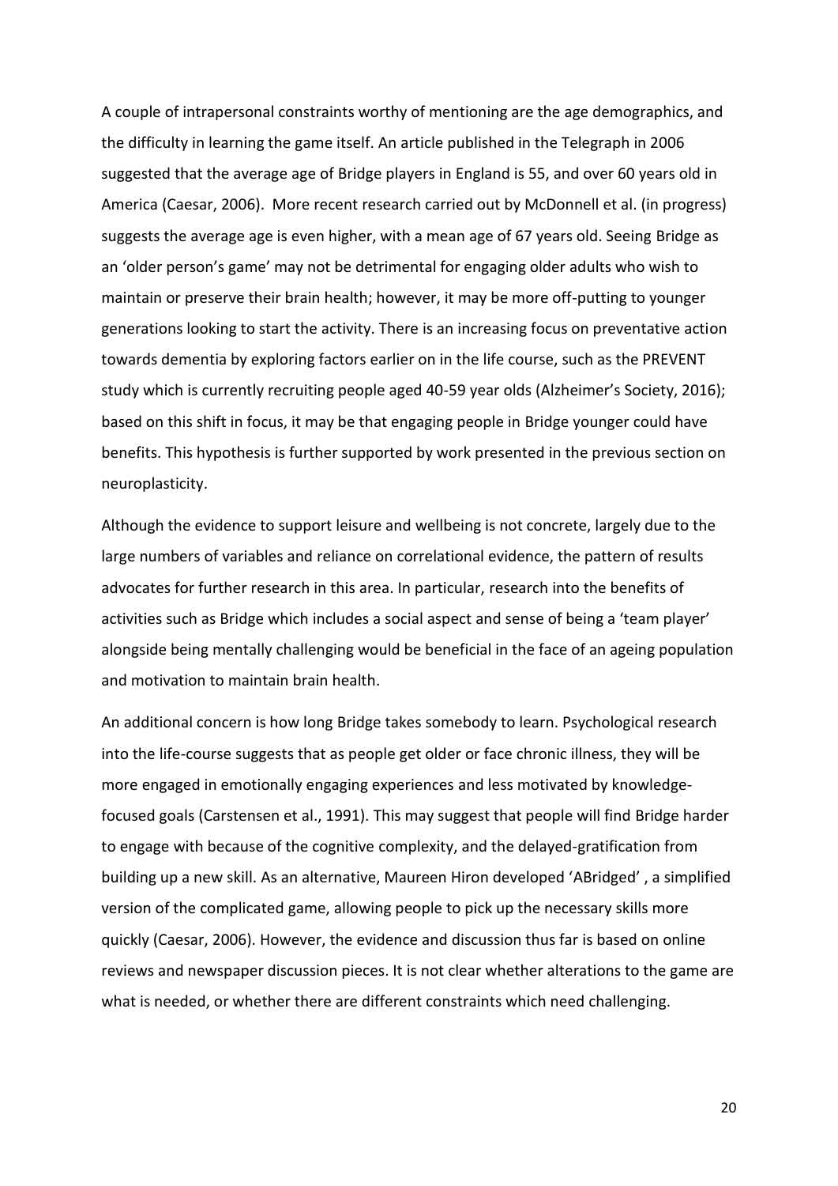A couple of intrapersonal constraints worthy of mentioning are the age demographics, and the difficulty in learning the game itself. An article published in the Telegraph in 2006 suggested that the average age of Bridge players in England is 55, and over 60 years old in America (Caesar, 2006). More recent research carried out by McDonnell et al. (in progress) suggests the average age is even higher, with a mean age of 67 years old. Seeing Bridge as an 'older person's game' may not be detrimental for engaging older adults who wish to maintain or preserve their brain health; however, it may be more off-putting to younger generations looking to start the activity. There is an increasing focus on preventative action towards dementia by exploring factors earlier on in the life course, such as the PREVENT study which is currently recruiting people aged 40-59 year olds (Alzheimer's Society, 2016); based on this shift in focus, it may be that engaging people in Bridge younger could have benefits. This hypothesis is further supported by work presented in the previous section on neuroplasticity.

Although the evidence to support leisure and wellbeing is not concrete, largely due to the large numbers of variables and reliance on correlational evidence, the pattern of results advocates for further research in this area. In particular, research into the benefits of activities such as Bridge which includes a social aspect and sense of being a 'team player' alongside being mentally challenging would be beneficial in the face of an ageing population and motivation to maintain brain health.

An additional concern is how long Bridge takes somebody to learn. Psychological research into the life-course suggests that as people get older or face chronic illness, they will be more engaged in emotionally engaging experiences and less motivated by knowledge-focused goals (Carstensen et al., 1991). This may suggest that people will find Bridge harder to engage with because of the cognitive complexity, and the delayed-gratification from building up a new skill. As an alternative, Maureen Hiron developed 'ABridged' , a simplified version of the complicated game, allowing people to pick up the necessary skills more quickly (Caesar, 2006). However, the evidence and discussion thus far is based on online reviews and newspaper discussion pieces. It is not clear whether alterations to the game are what is needed, or whether there are different constraints which need challenging.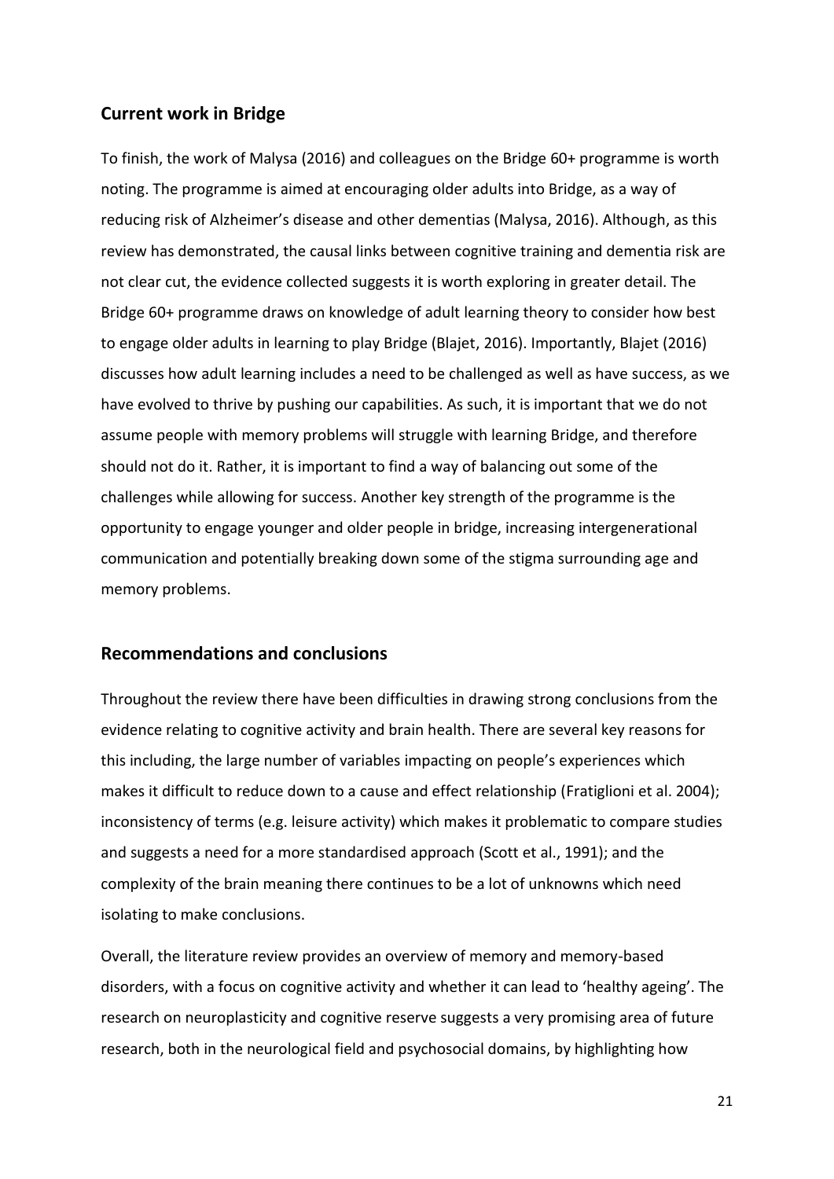## Current work in Bridge

To finish, the work of Malysa (2016) and colleagues on the Bridge 60+ programme is worth noting. The programme is aimed at encouraging older adults into Bridge, as a way of reducing risk of Alzheimer's disease and other dementias (Malysa, 2016). Although, as this review has demonstrated, the causal links between cognitive training and dementia risk are not clear cut, the evidence collected suggests it is worth exploring in greater detail. The Bridge 60+ programme draws on knowledge of adult learning theory to consider how best to engage older adults in learning to play Bridge (Blajet, 2016). Importantly, Blajet (2016) discusses how adult learning includes a need to be challenged as well as have success, as we have evolved to thrive by pushing our capabilities. As such, it is important that we do not assume people with memory problems will struggle with learning Bridge, and therefore should not do it. Rather, it is important to find a way of balancing out some of the challenges while allowing for success. Another key strength of the programme is the opportunity to engage younger and older people in bridge, increasing intergenerational communication and potentially breaking down some of the stigma surrounding age and memory problems.

## Recommendations and conclusions

Throughout the review there have been difficulties in drawing strong conclusions from the evidence relating to cognitive activity and brain health. There are several key reasons for this including, the large number of variables impacting on people's experiences which makes it difficult to reduce down to a cause and effect relationship (Fratiglioni et al. 2004); inconsistency of terms (e.g. leisure activity) which makes it problematic to compare studies and suggests a need for a more standardised approach (Scott et al., 1991); and the complexity of the brain meaning there continues to be a lot of unknowns which need isolating to make conclusions.

Overall, the literature review provides an overview of memory and memory-based disorders, with a focus on cognitive activity and whether it can lead to 'healthy ageing'. The research on neuroplasticity and cognitive reserve suggests a very promising area of future research, both in the neurological field and psychosocial domains, by highlighting how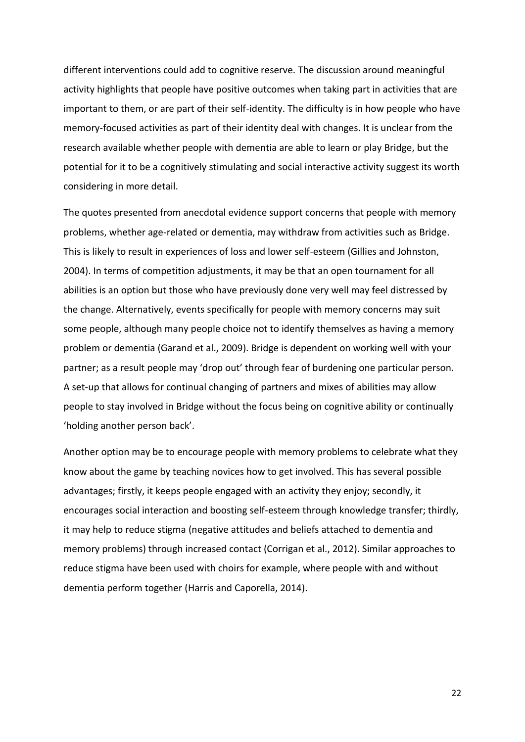different interventions could add to cognitive reserve. The discussion around meaningful activity highlights that people have positive outcomes when taking part in activities that are important to them, or are part of their self-identity. The difficulty is in how people who have memory-focused activities as part of their identity deal with changes. It is unclear from the research available whether people with dementia are able to learn or play Bridge, but the potential for it to be a cognitively stimulating and social interactive activity suggest its worth considering in more detail.

The quotes presented from anecdotal evidence support concerns that people with memory problems, whether age-related or dementia, may withdraw from activities such as Bridge. This is likely to result in experiences of loss and lower self-esteem (Gillies and Johnston, 2004). In terms of competition adjustments, it may be that an open tournament for all abilities is an option but those who have previously done very well may feel distressed by the change. Alternatively, events specifically for people with memory concerns may suit some people, although many people choice not to identify themselves as having a memory problem or dementia (Garand et al., 2009). Bridge is dependent on working well with your partner; as a result people may 'drop out' through fear of burdening one particular person. A set-up that allows for continual changing of partners and mixes of abilities may allow people to stay involved in Bridge without the focus being on cognitive ability or continually 'holding another person back'.

Another option may be to encourage people with memory problems to celebrate what they know about the game by teaching novices how to get involved. This has several possible advantages; firstly, it keeps people engaged with an activity they enjoy; secondly, it encourages social interaction and boosting self-esteem through knowledge transfer; thirdly, it may help to reduce stigma (negative attitudes and beliefs attached to dementia and memory problems) through increased contact (Corrigan et al., 2012). Similar approaches to reduce stigma have been used with choirs for example, where people with and without dementia perform together (Harris and Caporella, 2014).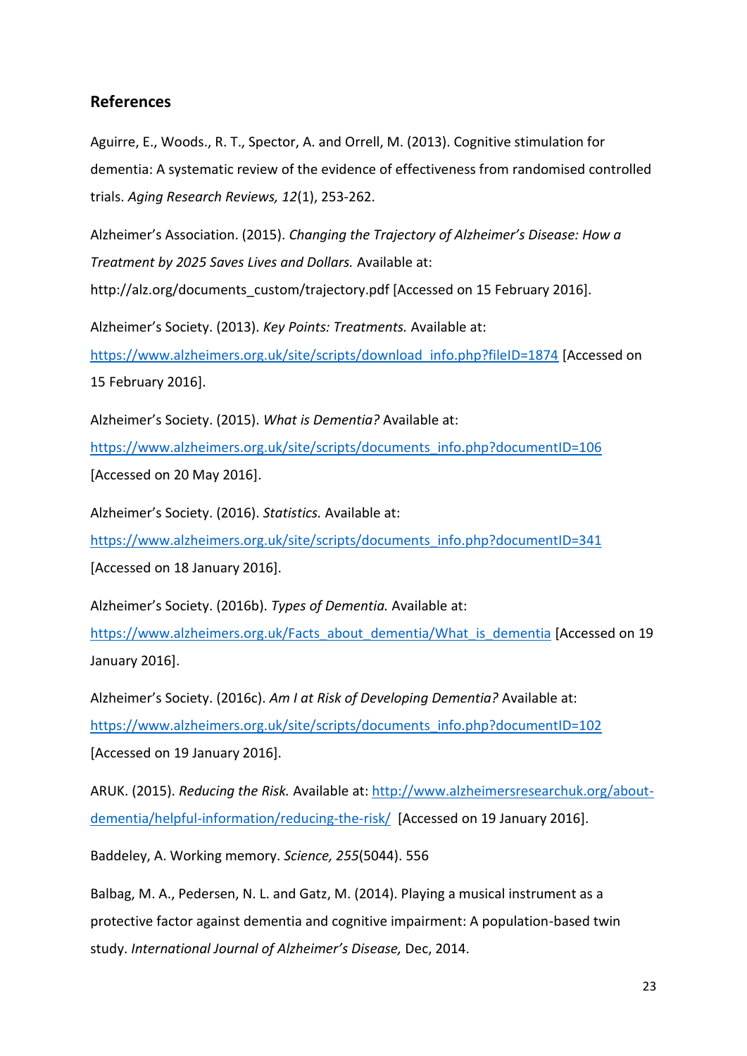## References

Aguirre, E., Woods., R. T., Spector, A. and Orrell, M. (2013). Cognitive stimulation for dementia: A systematic review of the evidence of effectiveness from randomised controlled trials. *Aging Research Reviews, 12*(1), 253-262.

Alzheimer's Association. (2015). *Changing the Trajectory of Alzheimer's Disease: How a Treatment by 2025 Saves Lives and Dollars.* Available at: http://alz.org/documents_custom/trajectory.pdf [Accessed on 15 February 2016].

Alzheimer's Society. (2013). *Key Points: Treatments.* Available at: https://www.alzheimers.org.uk/site/scripts/download_info.php?fileID=1874 [Accessed on 15 February 2016].

Alzheimer's Society. (2015). *What is Dementia?* Available at: https://www.alzheimers.org.uk/site/scripts/documents_info.php?documentID=106 [Accessed on 20 May 2016].

Alzheimer's Society. (2016). *Statistics.* Available at: https://www.alzheimers.org.uk/site/scripts/documents_info.php?documentID=341 [Accessed on 18 January 2016].

Alzheimer's Society. (2016b). *Types of Dementia.* Available at: https://www.alzheimers.org.uk/Facts_about_dementia/What_is_dementia [Accessed on 19 January 2016].

Alzheimer's Society. (2016c). *Am I at Risk of Developing Dementia?* Available at: https://www.alzheimers.org.uk/site/scripts/documents_info.php?documentID=102 [Accessed on 19 January 2016].

ARUK. (2015). *Reducing the Risk.* Available at: http://www.alzheimersresearchuk.org/about-dementia/helpful-information/reducing-the-risk/ [Accessed on 19 January 2016].

Baddeley, A. Working memory. *Science, 255*(5044). 556

Balbag, M. A., Pedersen, N. L. and Gatz, M. (2014). Playing a musical instrument as a protective factor against dementia and cognitive impairment: A population-based twin study. *International Journal of Alzheimer's Disease,* Dec, 2014.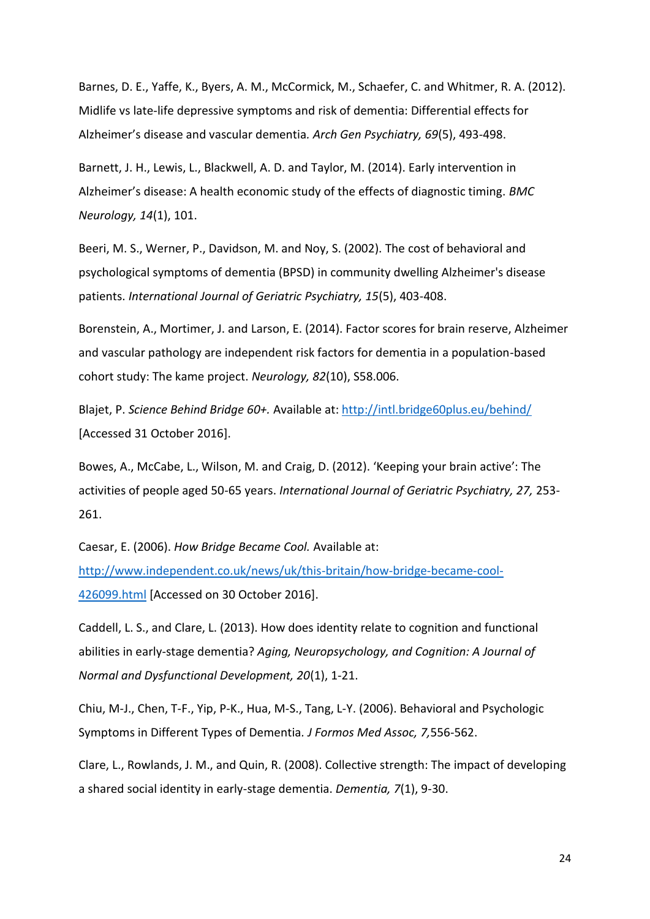Barnes, D. E., Yaffe, K., Byers, A. M., McCormick, M., Schaefer, C. and Whitmer, R. A. (2012). Midlife vs late-life depressive symptoms and risk of dementia: Differential effects for Alzheimer's disease and vascular dementia*. Arch Gen Psychiatry, 69*(5), 493-498.

Barnett, J. H., Lewis, L., Blackwell, A. D. and Taylor, M. (2014). Early intervention in Alzheimer's disease: A health economic study of the effects of diagnostic timing. *BMC Neurology, 14*(1), 101.

Beeri, M. S., Werner, P., Davidson, M. and Noy, S. (2002). The cost of behavioral and psychological symptoms of dementia (BPSD) in community dwelling Alzheimer's disease patients. *International Journal of Geriatric Psychiatry, 15*(5), 403-408.

Borenstein, A., Mortimer, J. and Larson, E. (2014). Factor scores for brain reserve, Alzheimer and vascular pathology are independent risk factors for dementia in a population-based cohort study: The kame project. *Neurology, 82*(10), S58.006.

Blajet, P. *Science Behind Bridge 60+.* Available at: http://intl.bridge60plus.eu/behind/ [Accessed 31 October 2016].

Bowes, A., McCabe, L., Wilson, M. and Craig, D. (2012). 'Keeping your brain active': The activities of people aged 50-65 years. *International Journal of Geriatric Psychiatry, 27,* 253-261.

Caesar, E. (2006). *How Bridge Became Cool.* Available at: http://www.independent.co.uk/news/uk/this-britain/how-bridge-became-cool-426099.html [Accessed on 30 October 2016].

Caddell, L. S., and Clare, L. (2013). How does identity relate to cognition and functional abilities in early-stage dementia? *Aging, Neuropsychology, and Cognition: A Journal of Normal and Dysfunctional Development, 20*(1), 1-21.

Chiu, M-J., Chen, T-F., Yip, P-K., Hua, M-S., Tang, L-Y. (2006). Behavioral and Psychologic Symptoms in Different Types of Dementia. *J Formos Med Assoc, 7,*556-562.

Clare, L., Rowlands, J. M., and Quin, R. (2008). Collective strength: The impact of developing a shared social identity in early-stage dementia. *Dementia, 7*(1), 9-30.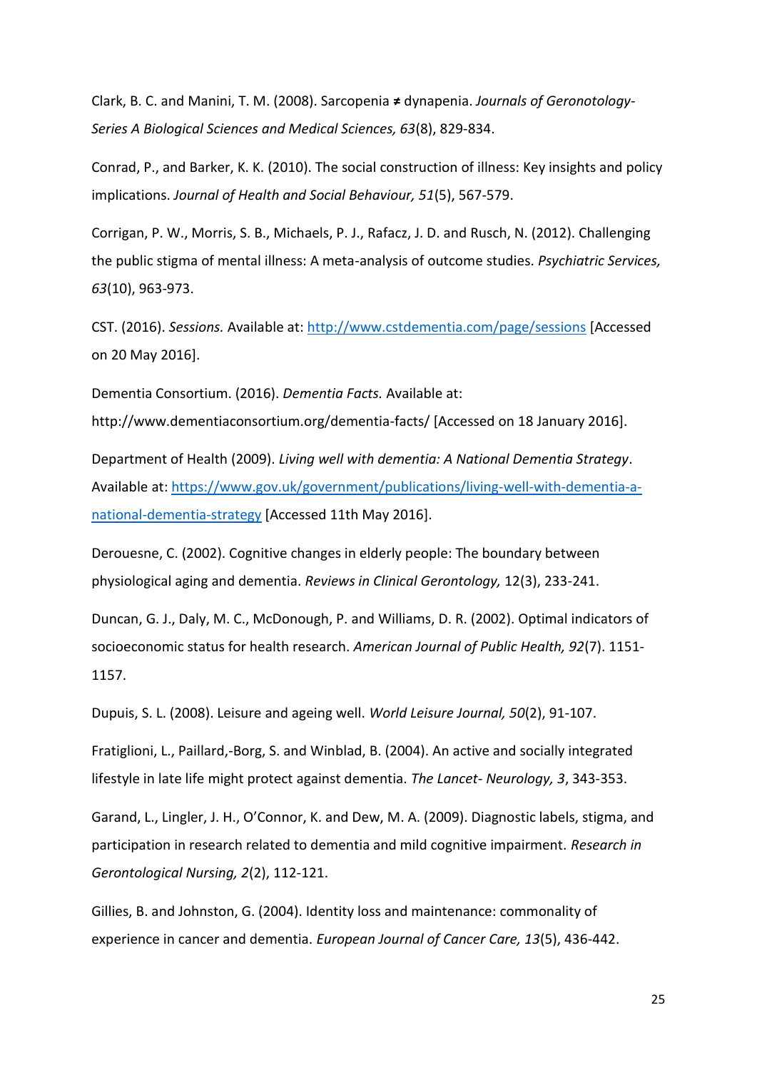Clark, B. C. and Manini, T. M. (2008). Sarcopenia ≠ dynapenia. *Journals of Geronotology-Series A Biological Sciences and Medical Sciences, 63*(8), 829-834.

Conrad, P., and Barker, K. K. (2010). The social construction of illness: Key insights and policy implications. *Journal of Health and Social Behaviour, 51*(5), 567-579.

Corrigan, P. W., Morris, S. B., Michaels, P. J., Rafacz, J. D. and Rusch, N. (2012). Challenging the public stigma of mental illness: A meta-analysis of outcome studies. *Psychiatric Services, 63*(10), 963-973.

CST. (2016). *Sessions.* Available at: http://www.cstdementia.com/page/sessions [Accessed on 20 May 2016].

Dementia Consortium. (2016). *Dementia Facts.* Available at: http://www.dementiaconsortium.org/dementia-facts/ [Accessed on 18 January 2016].

Department of Health (2009). *Living well with dementia: A National Dementia Strategy*. Available at: https://www.gov.uk/government/publications/living-well-with-dementia-a-national-dementia-strategy [Accessed 11th May 2016].

Derouesne, C. (2002). Cognitive changes in elderly people: The boundary between physiological aging and dementia. *Reviews in Clinical Gerontology,* 12(3), 233-241.

Duncan, G. J., Daly, M. C., McDonough, P. and Williams, D. R. (2002). Optimal indicators of socioeconomic status for health research. *American Journal of Public Health, 92*(7). 1151-1157.

Dupuis, S. L. (2008). Leisure and ageing well. *World Leisure Journal, 50*(2), 91-107.

Fratiglioni, L., Paillard,-Borg, S. and Winblad, B. (2004). An active and socially integrated lifestyle in late life might protect against dementia. *The Lancet- Neurology, 3*, 343-353.

Garand, L., Lingler, J. H., O'Connor, K. and Dew, M. A. (2009). Diagnostic labels, stigma, and participation in research related to dementia and mild cognitive impairment. *Research in Gerontological Nursing, 2*(2), 112-121.

Gillies, B. and Johnston, G. (2004). Identity loss and maintenance: commonality of experience in cancer and dementia. *European Journal of Cancer Care, 13*(5), 436-442.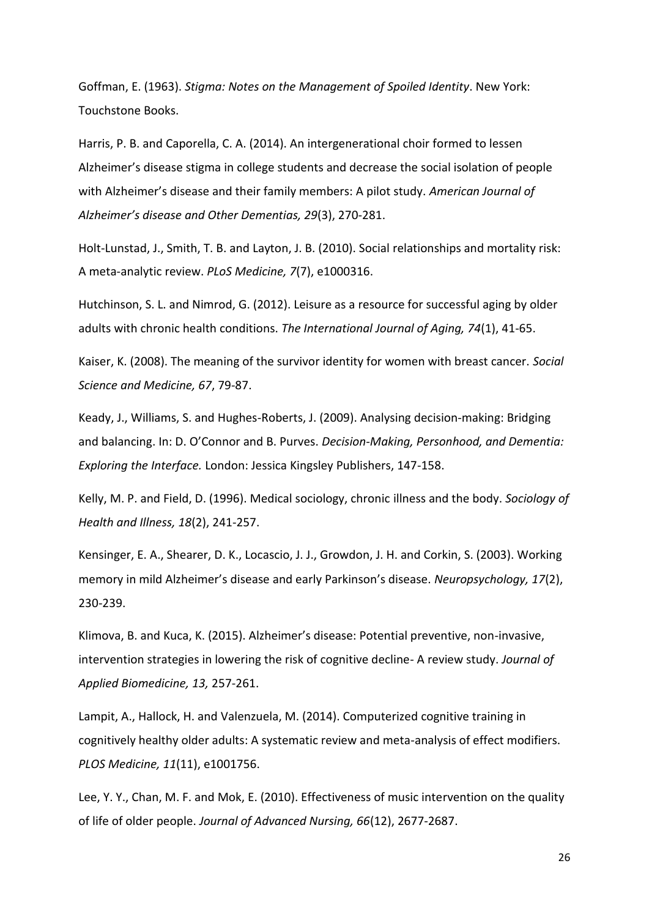Goffman, E. (1963). *Stigma: Notes on the Management of Spoiled Identity*. New York: Touchstone Books.

Harris, P. B. and Caporella, C. A. (2014). An intergenerational choir formed to lessen Alzheimer's disease stigma in college students and decrease the social isolation of people with Alzheimer's disease and their family members: A pilot study. *American Journal of Alzheimer's disease and Other Dementias, 29*(3), 270-281.

Holt-Lunstad, J., Smith, T. B. and Layton, J. B. (2010). Social relationships and mortality risk: A meta-analytic review. *PLoS Medicine, 7*(7), e1000316.

Hutchinson, S. L. and Nimrod, G. (2012). Leisure as a resource for successful aging by older adults with chronic health conditions. *The International Journal of Aging, 74*(1), 41-65.

Kaiser, K. (2008). The meaning of the survivor identity for women with breast cancer. *Social Science and Medicine, 67*, 79-87.

Keady, J., Williams, S. and Hughes-Roberts, J. (2009). Analysing decision-making: Bridging and balancing. In: D. O'Connor and B. Purves. *Decision-Making, Personhood, and Dementia: Exploring the Interface.* London: Jessica Kingsley Publishers, 147-158.

Kelly, M. P. and Field, D. (1996). Medical sociology, chronic illness and the body. *Sociology of Health and Illness, 18*(2), 241-257.

Kensinger, E. A., Shearer, D. K., Locascio, J. J., Growdon, J. H. and Corkin, S. (2003). Working memory in mild Alzheimer's disease and early Parkinson's disease. *Neuropsychology, 17*(2), 230-239.

Klimova, B. and Kuca, K. (2015). Alzheimer's disease: Potential preventive, non-invasive, intervention strategies in lowering the risk of cognitive decline- A review study. *Journal of Applied Biomedicine, 13,* 257-261.

Lampit, A., Hallock, H. and Valenzuela, M. (2014). Computerized cognitive training in cognitively healthy older adults: A systematic review and meta-analysis of effect modifiers. *PLOS Medicine, 11*(11), e1001756.

Lee, Y. Y., Chan, M. F. and Mok, E. (2010). Effectiveness of music intervention on the quality of life of older people. *Journal of Advanced Nursing, 66*(12), 2677-2687.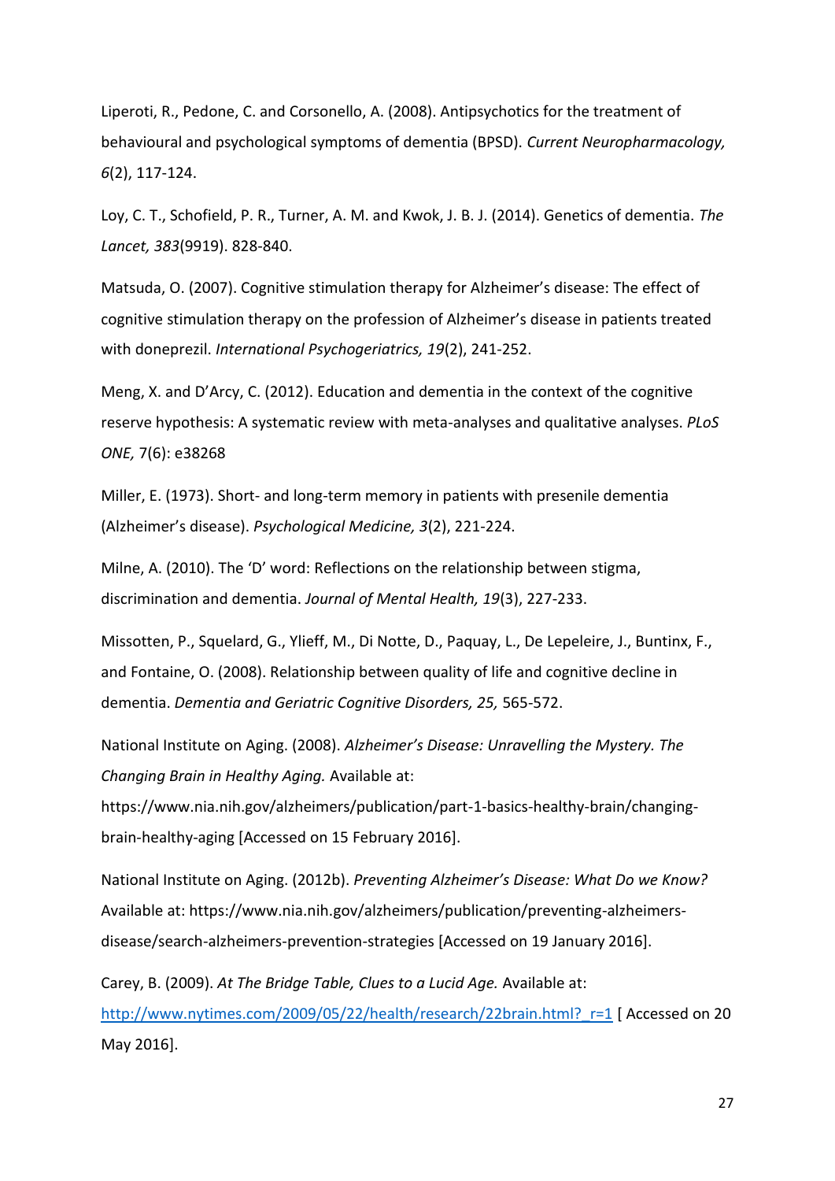Liperoti, R., Pedone, C. and Corsonello, A. (2008). Antipsychotics for the treatment of behavioural and psychological symptoms of dementia (BPSD). *Current Neuropharmacology, 6*(2), 117-124.

Loy, C. T., Schofield, P. R., Turner, A. M. and Kwok, J. B. J. (2014). Genetics of dementia. *The Lancet, 383*(9919). 828-840.

Matsuda, O. (2007). Cognitive stimulation therapy for Alzheimer's disease: The effect of cognitive stimulation therapy on the profession of Alzheimer's disease in patients treated with doneprezil. *International Psychogeriatrics, 19*(2), 241-252.

Meng, X. and D'Arcy, C. (2012). Education and dementia in the context of the cognitive reserve hypothesis: A systematic review with meta-analyses and qualitative analyses. *PLoS ONE,* 7(6): e38268

Miller, E. (1973). Short- and long-term memory in patients with presenile dementia (Alzheimer's disease). *Psychological Medicine, 3*(2), 221-224.

Milne, A. (2010). The 'D' word: Reflections on the relationship between stigma, discrimination and dementia. *Journal of Mental Health, 19*(3), 227-233.

Missotten, P., Squelard, G., Ylieff, M., Di Notte, D., Paquay, L., De Lepeleire, J., Buntinx, F., and Fontaine, O. (2008). Relationship between quality of life and cognitive decline in dementia. *Dementia and Geriatric Cognitive Disorders, 25,* 565-572.

National Institute on Aging. (2008). *Alzheimer's Disease: Unravelling the Mystery. The Changing Brain in Healthy Aging.* Available at: https://www.nia.nih.gov/alzheimers/publication/part-1-basics-healthy-brain/changing-brain-healthy-aging [Accessed on 15 February 2016].

National Institute on Aging. (2012b). *Preventing Alzheimer's Disease: What Do we Know?* Available at: https://www.nia.nih.gov/alzheimers/publication/preventing-alzheimers-disease/search-alzheimers-prevention-strategies [Accessed on 19 January 2016].

Carey, B. (2009). *At The Bridge Table, Clues to a Lucid Age.* Available at: http://www.nytimes.com/2009/05/22/health/research/22brain.html?_r=1 [ Accessed on 20 May 2016].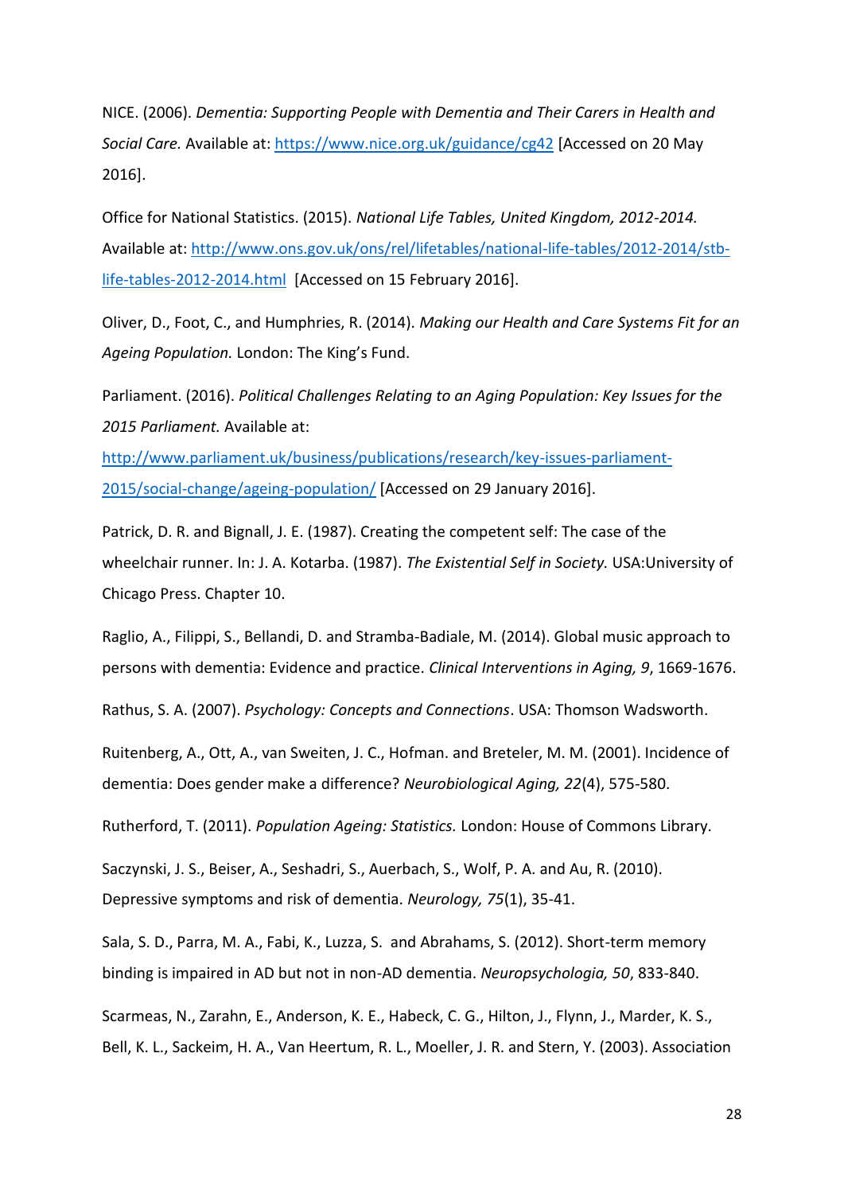NICE. (2006). *Dementia: Supporting People with Dementia and Their Carers in Health and Social Care.* Available at: https://www.nice.org.uk/guidance/cg42 [Accessed on 20 May 2016].

Office for National Statistics. (2015). *National Life Tables, United Kingdom, 2012-2014.* Available at: http://www.ons.gov.uk/ons/rel/lifetables/national-life-tables/2012-2014/stb-life-tables-2012-2014.html [Accessed on 15 February 2016].

Oliver, D., Foot, C., and Humphries, R. (2014). *Making our Health and Care Systems Fit for an Ageing Population.* London: The King's Fund.

Parliament. (2016). *Political Challenges Relating to an Aging Population: Key Issues for the 2015 Parliament.* Available at: http://www.parliament.uk/business/publications/research/key-issues-parliament-2015/social-change/ageing-population/ [Accessed on 29 January 2016].

Patrick, D. R. and Bignall, J. E. (1987). Creating the competent self: The case of the wheelchair runner. In: J. A. Kotarba. (1987). *The Existential Self in Society.* USA:University of Chicago Press. Chapter 10.

Raglio, A., Filippi, S., Bellandi, D. and Stramba-Badiale, M. (2014). Global music approach to persons with dementia: Evidence and practice. *Clinical Interventions in Aging, 9*, 1669-1676.

Rathus, S. A. (2007). *Psychology: Concepts and Connections*. USA: Thomson Wadsworth.

Ruitenberg, A., Ott, A., van Sweiten, J. C., Hofman. and Breteler, M. M. (2001). Incidence of dementia: Does gender make a difference? *Neurobiological Aging, 22*(4), 575-580.

Rutherford, T. (2011). *Population Ageing: Statistics.* London: House of Commons Library.

Saczynski, J. S., Beiser, A., Seshadri, S., Auerbach, S., Wolf, P. A. and Au, R. (2010). Depressive symptoms and risk of dementia. *Neurology, 75*(1), 35-41.

Sala, S. D., Parra, M. A., Fabi, K., Luzza, S. and Abrahams, S. (2012). Short-term memory binding is impaired in AD but not in non-AD dementia. *Neuropsychologia, 50*, 833-840.

Scarmeas, N., Zarahn, E., Anderson, K. E., Habeck, C. G., Hilton, J., Flynn, J., Marder, K. S., Bell, K. L., Sackeim, H. A., Van Heertum, R. L., Moeller, J. R. and Stern, Y. (2003). Association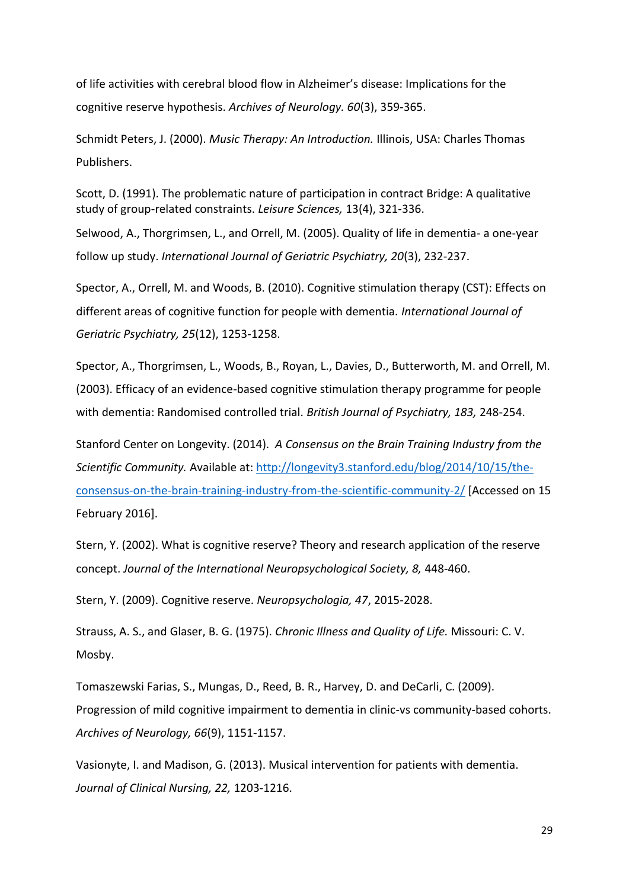of life activities with cerebral blood flow in Alzheimer's disease: Implications for the cognitive reserve hypothesis. *Archives of Neurology. 60*(3), 359-365.

Schmidt Peters, J. (2000). *Music Therapy: An Introduction.* Illinois, USA: Charles Thomas Publishers.

Scott, D. (1991). The problematic nature of participation in contract Bridge: A qualitative study of group-related constraints. *Leisure Sciences,* 13(4), 321-336.

Selwood, A., Thorgrimsen, L., and Orrell, M. (2005). Quality of life in dementia- a one-year follow up study. *International Journal of Geriatric Psychiatry, 20*(3), 232-237.

Spector, A., Orrell, M. and Woods, B. (2010). Cognitive stimulation therapy (CST): Effects on different areas of cognitive function for people with dementia. *International Journal of Geriatric Psychiatry, 25*(12), 1253-1258.

Spector, A., Thorgrimsen, L., Woods, B., Royan, L., Davies, D., Butterworth, M. and Orrell, M. (2003). Efficacy of an evidence-based cognitive stimulation therapy programme for people with dementia: Randomised controlled trial. *British Journal of Psychiatry, 183,* 248-254.

Stanford Center on Longevity. (2014). *A Consensus on the Brain Training Industry from the Scientific Community.* Available at: http://longevity3.stanford.edu/blog/2014/10/15/the-consensus-on-the-brain-training-industry-from-the-scientific-community-2/ [Accessed on 15 February 2016].

Stern, Y. (2002). What is cognitive reserve? Theory and research application of the reserve concept. *Journal of the International Neuropsychological Society, 8,* 448-460.

Stern, Y. (2009). Cognitive reserve. *Neuropsychologia, 47*, 2015-2028.

Strauss, A. S., and Glaser, B. G. (1975). *Chronic Illness and Quality of Life.* Missouri: C. V. Mosby.

Tomaszewski Farias, S., Mungas, D., Reed, B. R., Harvey, D. and DeCarli, C. (2009). Progression of mild cognitive impairment to dementia in clinic-vs community-based cohorts. *Archives of Neurology, 66*(9), 1151-1157.

Vasionyte, I. and Madison, G. (2013). Musical intervention for patients with dementia. *Journal of Clinical Nursing, 22,* 1203-1216.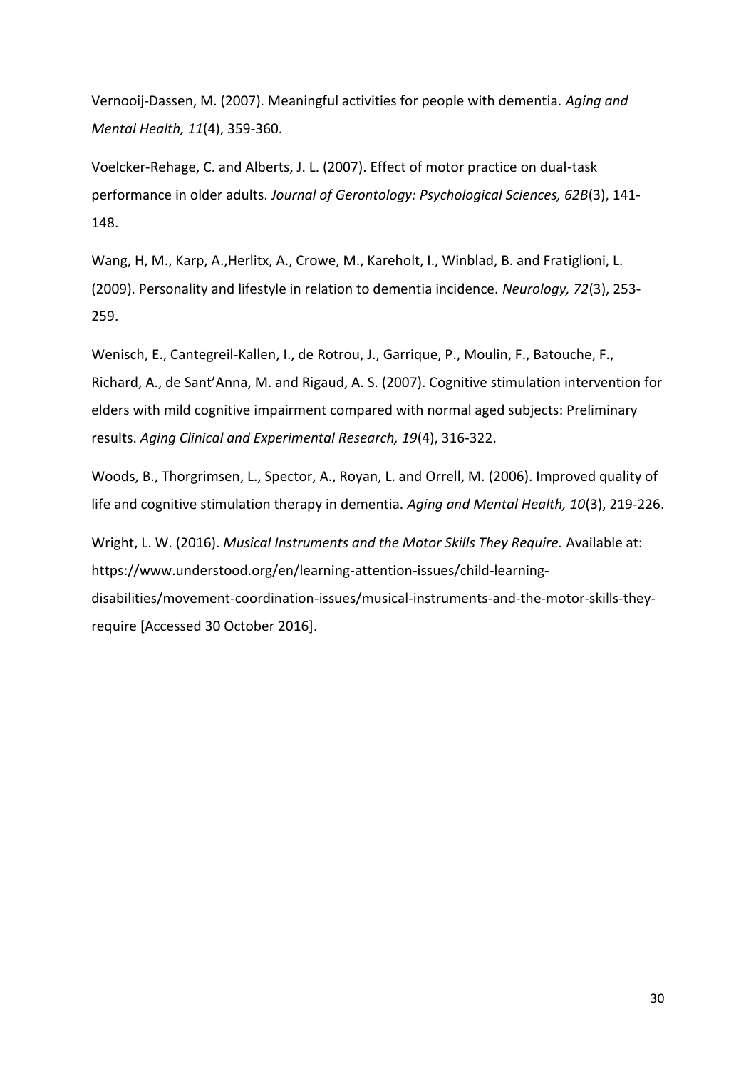Vernooij-Dassen, M. (2007). Meaningful activities for people with dementia. *Aging and Mental Health, 11*(4), 359-360.

Voelcker-Rehage, C. and Alberts, J. L. (2007). Effect of motor practice on dual-task performance in older adults. *Journal of Gerontology: Psychological Sciences, 62B*(3), 141-148.

Wang, H, M., Karp, A.,Herlitx, A., Crowe, M., Kareholt, I., Winblad, B. and Fratiglioni, L. (2009). Personality and lifestyle in relation to dementia incidence. *Neurology, 72*(3), 253-259.

Wenisch, E., Cantegreil-Kallen, I., de Rotrou, J., Garrique, P., Moulin, F., Batouche, F., Richard, A., de Sant'Anna, M. and Rigaud, A. S. (2007). Cognitive stimulation intervention for elders with mild cognitive impairment compared with normal aged subjects: Preliminary results. *Aging Clinical and Experimental Research, 19*(4), 316-322.

Woods, B., Thorgrimsen, L., Spector, A., Royan, L. and Orrell, M. (2006). Improved quality of life and cognitive stimulation therapy in dementia. *Aging and Mental Health, 10*(3), 219-226.

Wright, L. W. (2016). *Musical Instruments and the Motor Skills They Require.* Available at: https://www.understood.org/en/learning-attention-issues/child-learning-disabilities/movement-coordination-issues/musical-instruments-and-the-motor-skills-they-require [Accessed 30 October 2016].